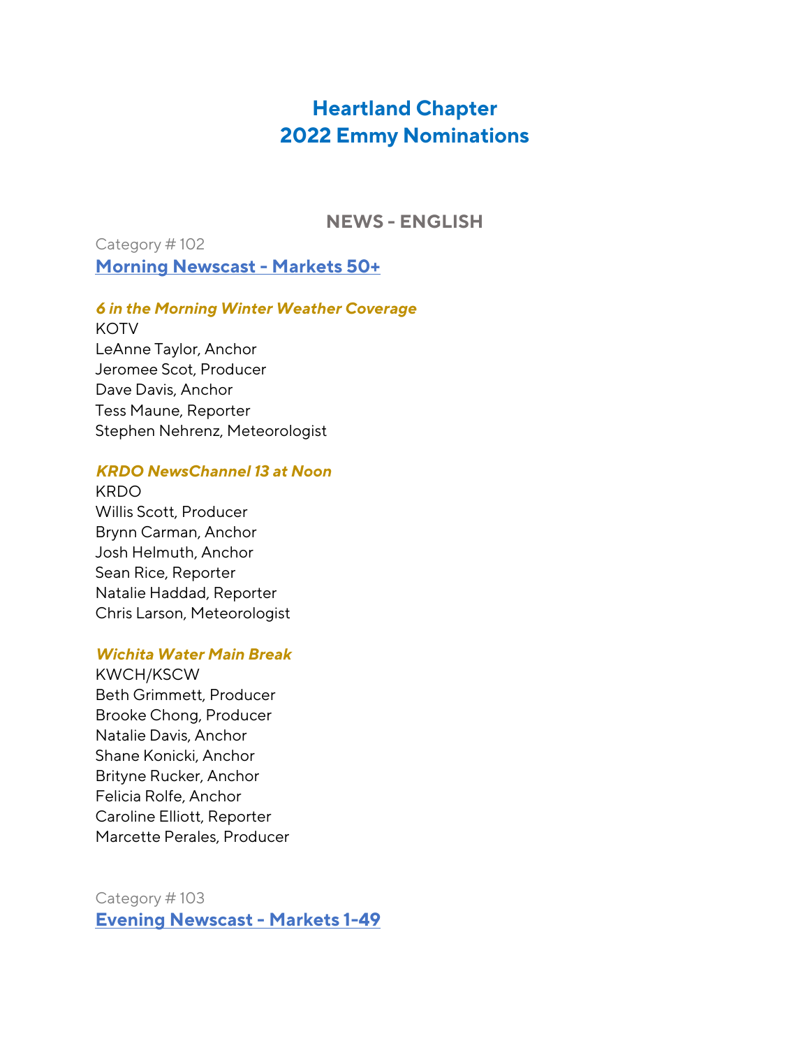# Heartland Chapter
# 2022 Emmy Nominations

## NEWS - ENGLISH

Category # 102

### [Morning Newscast - Markets 50+]

***6 in the Morning Winter Weather Coverage***

KOTV
LeAnne Taylor, Anchor
Jeromee Scot, Producer
Dave Davis, Anchor
Tess Maune, Reporter
Stephen Nehrenz, Meteorologist

***KRDO NewsChannel 13 at Noon***

KRDO
Willis Scott, Producer
Brynn Carman, Anchor
Josh Helmuth, Anchor
Sean Rice, Reporter
Natalie Haddad, Reporter
Chris Larson, Meteorologist

***Wichita Water Main Break***

KWCH/KSCW
Beth Grimmett, Producer
Brooke Chong, Producer
Natalie Davis, Anchor
Shane Konicki, Anchor
Brityne Rucker, Anchor
Felicia Rolfe, Anchor
Caroline Elliott, Reporter
Marcette Perales, Producer

Category # 103

### [Evening Newscast - Markets 1-49]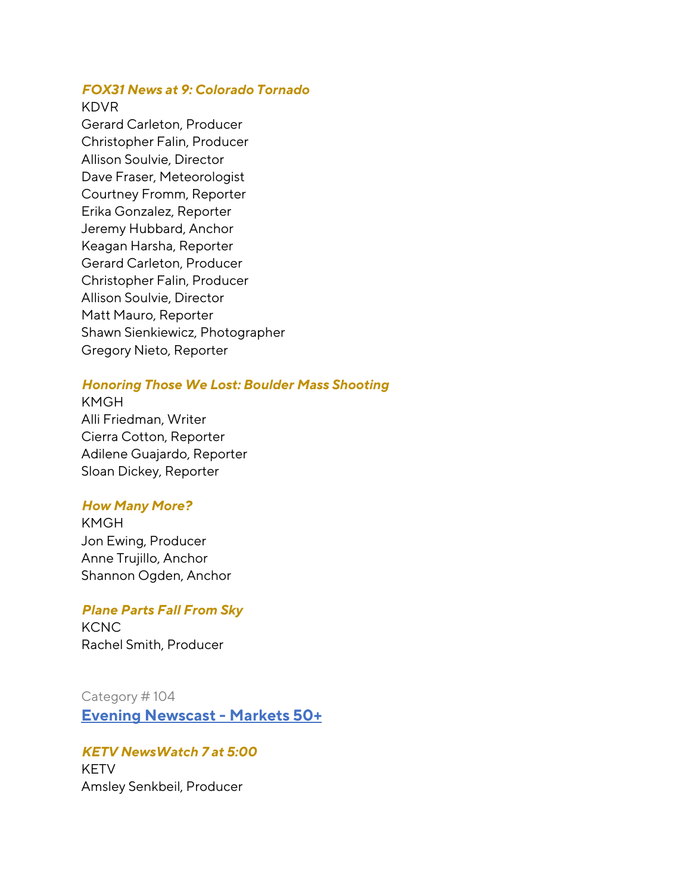***FOX31 News at 9: Colorado Tornado***
KDVR
Gerard Carleton, Producer
Christopher Falin, Producer
Allison Soulvie, Director
Dave Fraser, Meteorologist
Courtney Fromm, Reporter
Erika Gonzalez, Reporter
Jeremy Hubbard, Anchor
Keagan Harsha, Reporter
Gerard Carleton, Producer
Christopher Falin, Producer
Allison Soulvie, Director
Matt Mauro, Reporter
Shawn Sienkiewicz, Photographer
Gregory Nieto, Reporter

***Honoring Those We Lost: Boulder Mass Shooting***
KMGH
Alli Friedman, Writer
Cierra Cotton, Reporter
Adilene Guajardo, Reporter
Sloan Dickey, Reporter

***How Many More?***
KMGH
Jon Ewing, Producer
Anne Trujillo, Anchor
Shannon Ogden, Anchor

***Plane Parts Fall From Sky***
KCNC
Rachel Smith, Producer

Category # 104

## Evening Newscast - Markets 50+

***KETV NewsWatch 7 at 5:00***
KETV
Amsley Senkbeil, Producer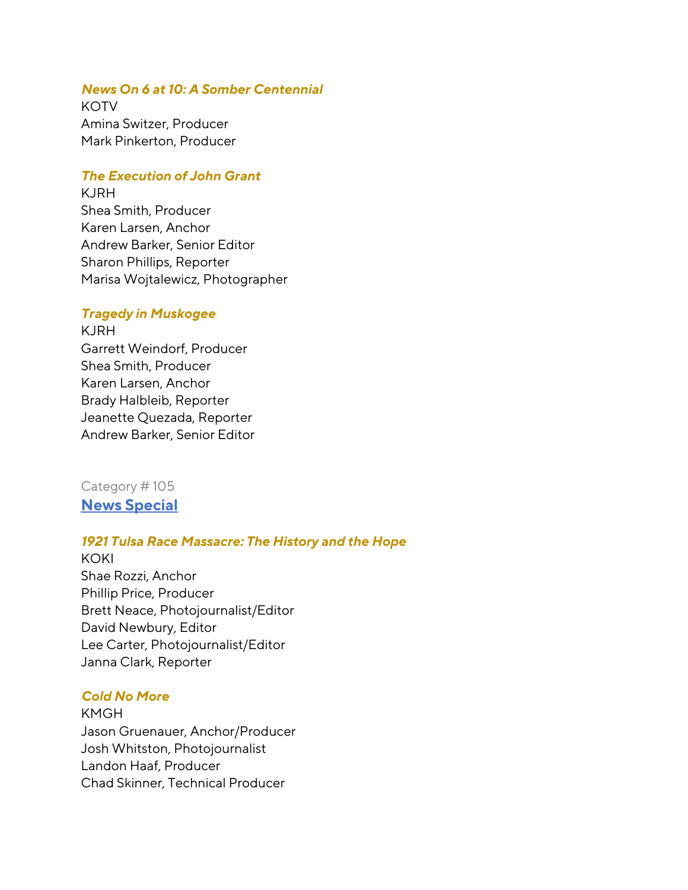***News On 6 at 10: A Somber Centennial***
KOTV
Amina Switzer, Producer
Mark Pinkerton, Producer

***The Execution of John Grant***
KJRH
Shea Smith, Producer
Karen Larsen, Anchor
Andrew Barker, Senior Editor
Sharon Phillips, Reporter
Marisa Wojtalewicz, Photographer

***Tragedy in Muskogee***
KJRH
Garrett Weindorf, Producer
Shea Smith, Producer
Karen Larsen, Anchor
Brady Halbleib, Reporter
Jeanette Quezada, Reporter
Andrew Barker, Senior Editor

Category # 105

## News Special

***1921 Tulsa Race Massacre: The History and the Hope***
KOKI
Shae Rozzi, Anchor
Phillip Price, Producer
Brett Neace, Photojournalist/Editor
David Newbury, Editor
Lee Carter, Photojournalist/Editor
Janna Clark, Reporter

***Cold No More***
KMGH
Jason Gruenauer, Anchor/Producer
Josh Whitston, Photojournalist
Landon Haaf, Producer
Chad Skinner, Technical Producer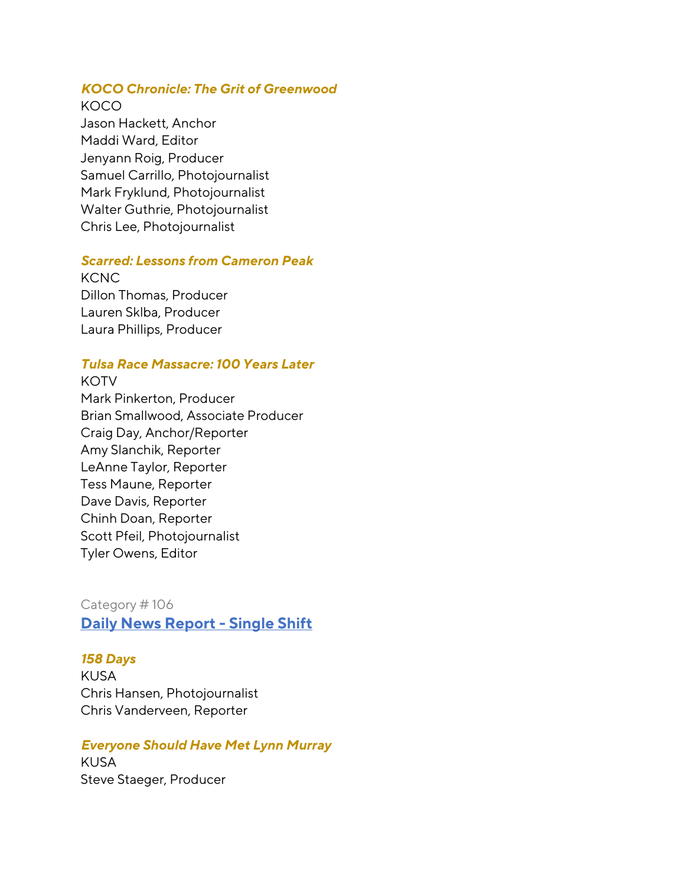***KOCO Chronicle: The Grit of Greenwood***
KOCO
Jason Hackett, Anchor
Maddi Ward, Editor
Jenyann Roig, Producer
Samuel Carrillo, Photojournalist
Mark Fryklund, Photojournalist
Walter Guthrie, Photojournalist
Chris Lee, Photojournalist

***Scarred: Lessons from Cameron Peak***
KCNC
Dillon Thomas, Producer
Lauren Sklba, Producer
Laura Phillips, Producer

***Tulsa Race Massacre: 100 Years Later***
KOTV
Mark Pinkerton, Producer
Brian Smallwood, Associate Producer
Craig Day, Anchor/Reporter
Amy Slanchik, Reporter
LeAnne Taylor, Reporter
Tess Maune, Reporter
Dave Davis, Reporter
Chinh Doan, Reporter
Scott Pfeil, Photojournalist
Tyler Owens, Editor

Category # 106

## Daily News Report - Single Shift

***158 Days***
KUSA
Chris Hansen, Photojournalist
Chris Vanderveen, Reporter

***Everyone Should Have Met Lynn Murray***
KUSA
Steve Staeger, Producer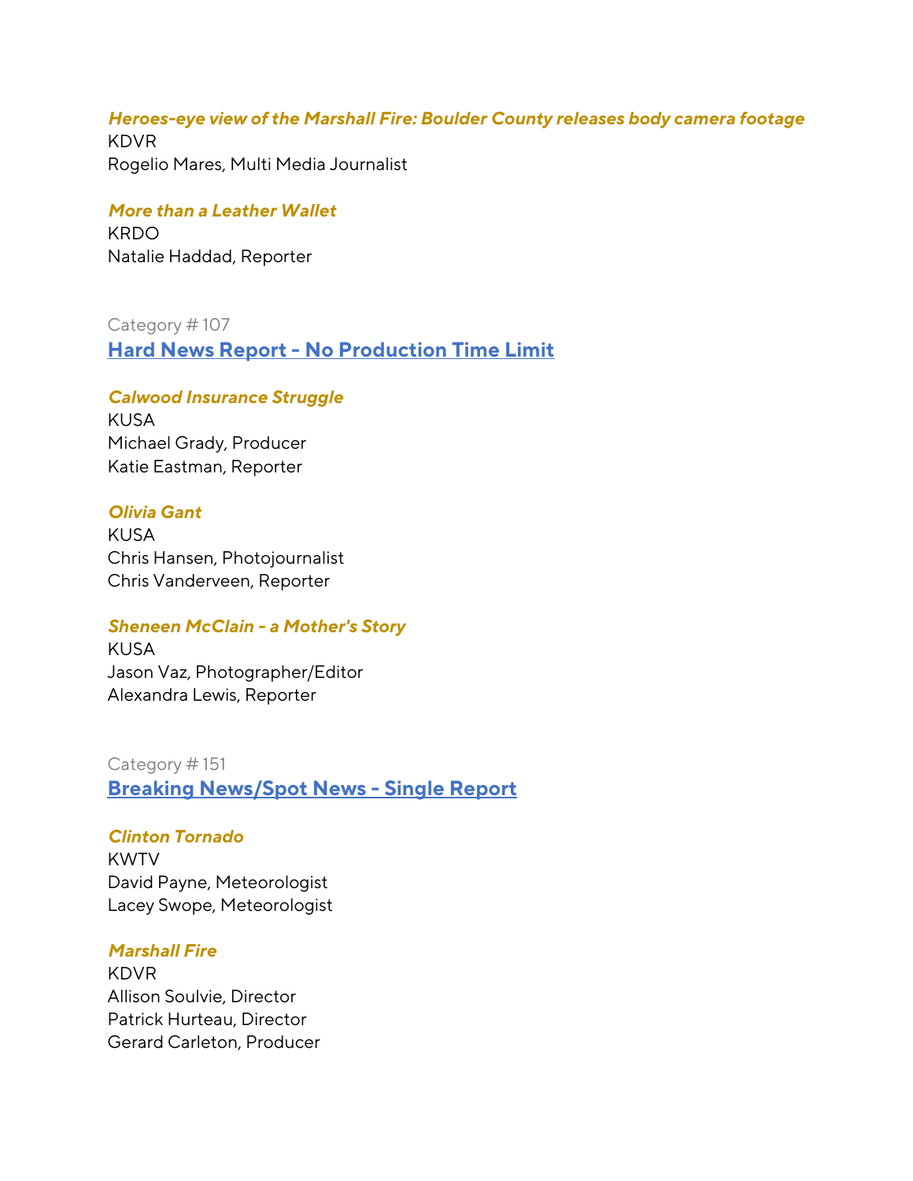***Heroes-eye view of the Marshall Fire: Boulder County releases body camera footage***
KDVR
Rogelio Mares, Multi Media Journalist

***More than a Leather Wallet***
KRDO
Natalie Haddad, Reporter

Category # 107

## Hard News Report - No Production Time Limit

***Calwood Insurance Struggle***
KUSA
Michael Grady, Producer
Katie Eastman, Reporter

***Olivia Gant***
KUSA
Chris Hansen, Photojournalist
Chris Vanderveen, Reporter

***Sheneen McClain - a Mother's Story***
KUSA
Jason Vaz, Photographer/Editor
Alexandra Lewis, Reporter

Category # 151

## Breaking News/Spot News - Single Report

***Clinton Tornado***
KWTV
David Payne, Meteorologist
Lacey Swope, Meteorologist

***Marshall Fire***
KDVR
Allison Soulvie, Director
Patrick Hurteau, Director
Gerard Carleton, Producer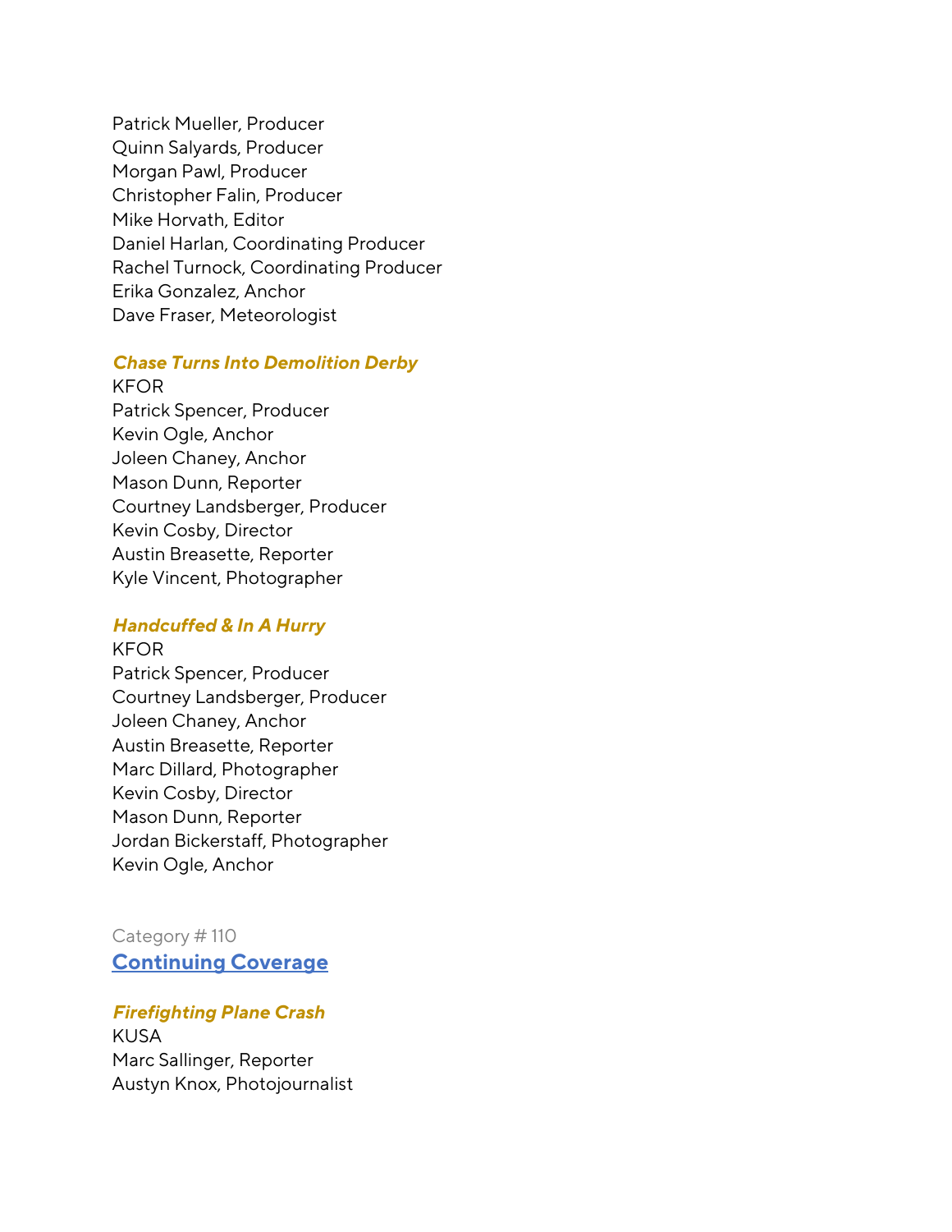Patrick Mueller, Producer
Quinn Salyards, Producer
Morgan Pawl, Producer
Christopher Falin, Producer
Mike Horvath, Editor
Daniel Harlan, Coordinating Producer
Rachel Turnock, Coordinating Producer
Erika Gonzalez, Anchor
Dave Fraser, Meteorologist

***Chase Turns Into Demolition Derby***
KFOR
Patrick Spencer, Producer
Kevin Ogle, Anchor
Joleen Chaney, Anchor
Mason Dunn, Reporter
Courtney Landsberger, Producer
Kevin Cosby, Director
Austin Breasette, Reporter
Kyle Vincent, Photographer

***Handcuffed & In A Hurry***
KFOR
Patrick Spencer, Producer
Courtney Landsberger, Producer
Joleen Chaney, Anchor
Austin Breasette, Reporter
Marc Dillard, Photographer
Kevin Cosby, Director
Mason Dunn, Reporter
Jordan Bickerstaff, Photographer
Kevin Ogle, Anchor

Category # 110

## Continuing Coverage

***Firefighting Plane Crash***
KUSA
Marc Sallinger, Reporter
Austyn Knox, Photojournalist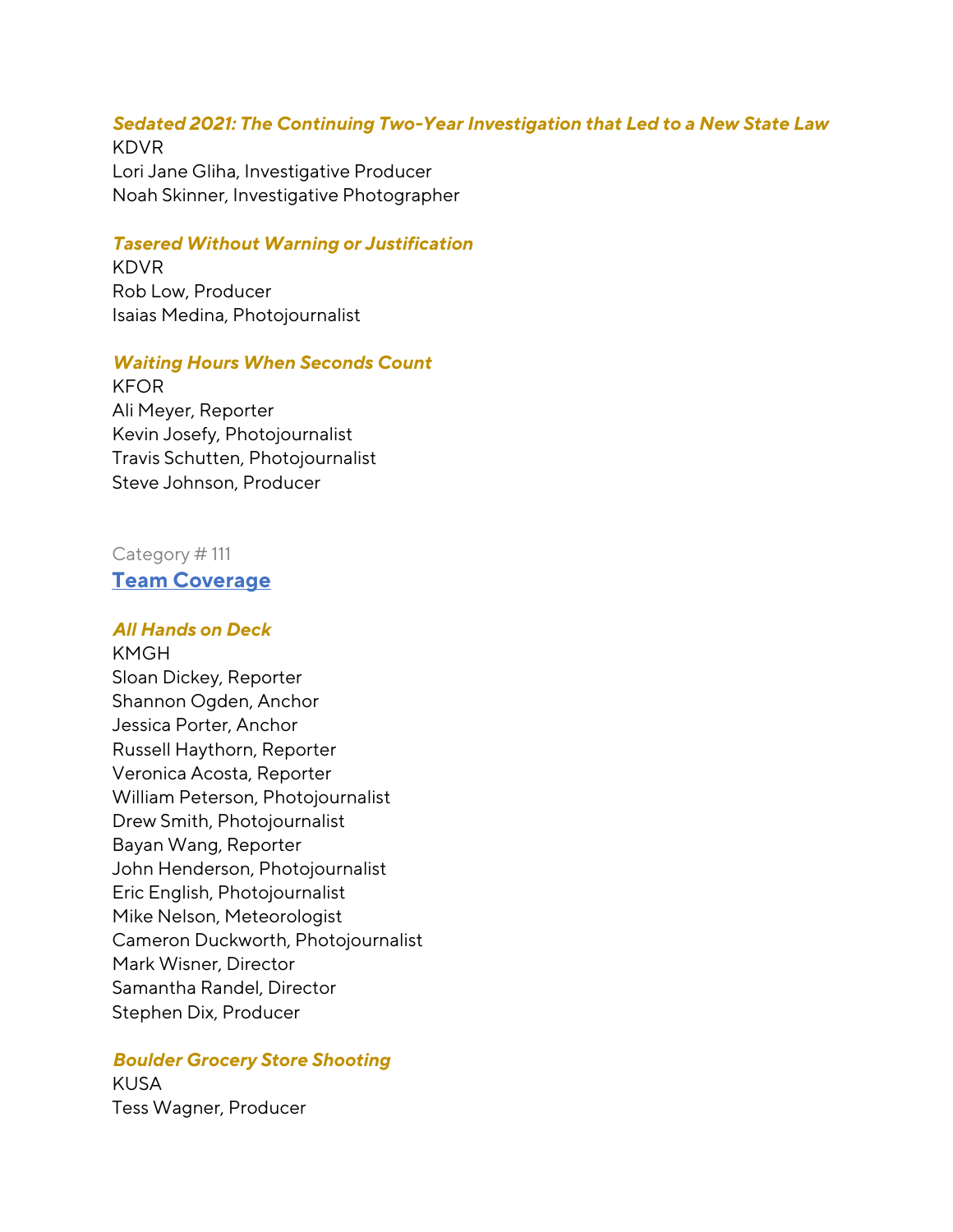***Sedated 2021: The Continuing Two-Year Investigation that Led to a New State Law***
KDVR
Lori Jane Gliha, Investigative Producer
Noah Skinner, Investigative Photographer

***Tasered Without Warning or Justification***
KDVR
Rob Low, Producer
Isaias Medina, Photojournalist

***Waiting Hours When Seconds Count***
KFOR
Ali Meyer, Reporter
Kevin Josefy, Photojournalist
Travis Schutten, Photojournalist
Steve Johnson, Producer

Category # 111

## Team Coverage

***All Hands on Deck***
KMGH
Sloan Dickey, Reporter
Shannon Ogden, Anchor
Jessica Porter, Anchor
Russell Haythorn, Reporter
Veronica Acosta, Reporter
William Peterson, Photojournalist
Drew Smith, Photojournalist
Bayan Wang, Reporter
John Henderson, Photojournalist
Eric English, Photojournalist
Mike Nelson, Meteorologist
Cameron Duckworth, Photojournalist
Mark Wisner, Director
Samantha Randel, Director
Stephen Dix, Producer

***Boulder Grocery Store Shooting***
KUSA
Tess Wagner, Producer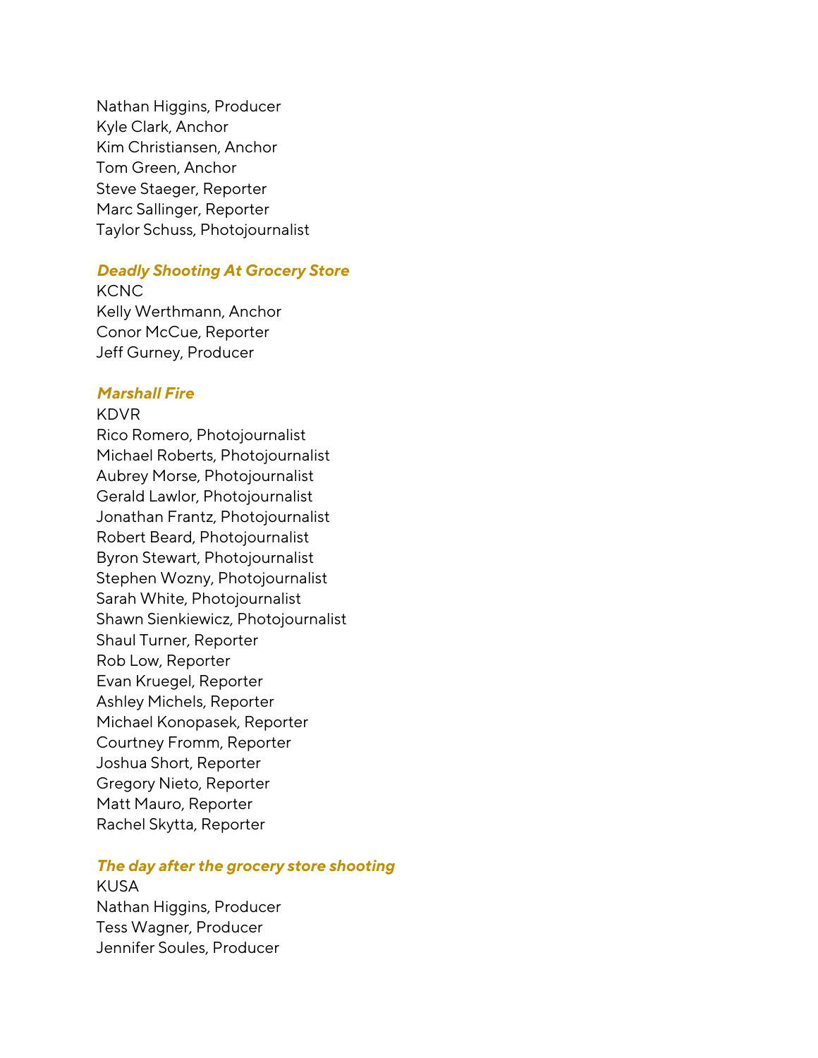Nathan Higgins, Producer
Kyle Clark, Anchor
Kim Christiansen, Anchor
Tom Green, Anchor
Steve Staeger, Reporter
Marc Sallinger, Reporter
Taylor Schuss, Photojournalist

***Deadly Shooting At Grocery Store***
KCNC
Kelly Werthmann, Anchor
Conor McCue, Reporter
Jeff Gurney, Producer

***Marshall Fire***
KDVR
Rico Romero, Photojournalist
Michael Roberts, Photojournalist
Aubrey Morse, Photojournalist
Gerald Lawlor, Photojournalist
Jonathan Frantz, Photojournalist
Robert Beard, Photojournalist
Byron Stewart, Photojournalist
Stephen Wozny, Photojournalist
Sarah White, Photojournalist
Shawn Sienkiewicz, Photojournalist
Shaul Turner, Reporter
Rob Low, Reporter
Evan Kruegel, Reporter
Ashley Michels, Reporter
Michael Konopasek, Reporter
Courtney Fromm, Reporter
Joshua Short, Reporter
Gregory Nieto, Reporter
Matt Mauro, Reporter
Rachel Skytta, Reporter

***The day after the grocery store shooting***
KUSA
Nathan Higgins, Producer
Tess Wagner, Producer
Jennifer Soules, Producer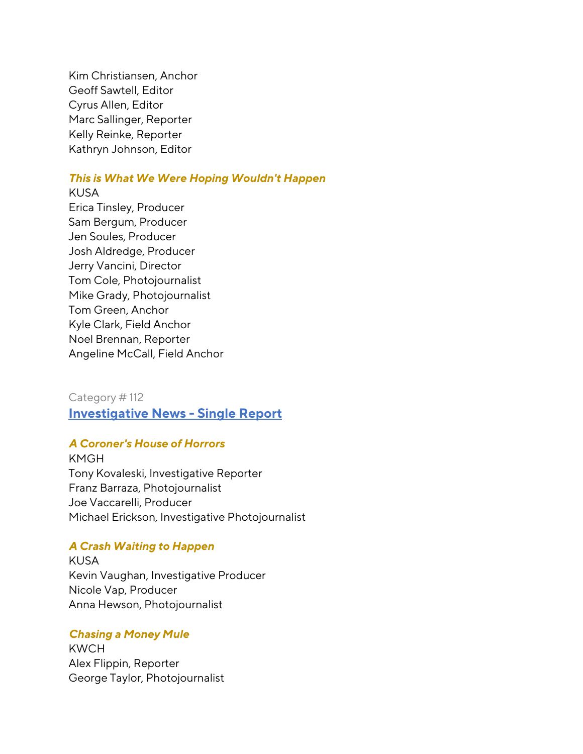Kim Christiansen, Anchor
Geoff Sawtell, Editor
Cyrus Allen, Editor
Marc Sallinger, Reporter
Kelly Reinke, Reporter
Kathryn Johnson, Editor

***This is What We Were Hoping Wouldn't Happen***
KUSA
Erica Tinsley, Producer
Sam Bergum, Producer
Jen Soules, Producer
Josh Aldredge, Producer
Jerry Vancini, Director
Tom Cole, Photojournalist
Mike Grady, Photojournalist
Tom Green, Anchor
Kyle Clark, Field Anchor
Noel Brennan, Reporter
Angeline McCall, Field Anchor

Category # 112

## Investigative News - Single Report

***A Coroner's House of Horrors***
KMGH
Tony Kovaleski, Investigative Reporter
Franz Barraza, Photojournalist
Joe Vaccarelli, Producer
Michael Erickson, Investigative Photojournalist

***A Crash Waiting to Happen***
KUSA
Kevin Vaughan, Investigative Producer
Nicole Vap, Producer
Anna Hewson, Photojournalist

***Chasing a Money Mule***
KWCH
Alex Flippin, Reporter
George Taylor, Photojournalist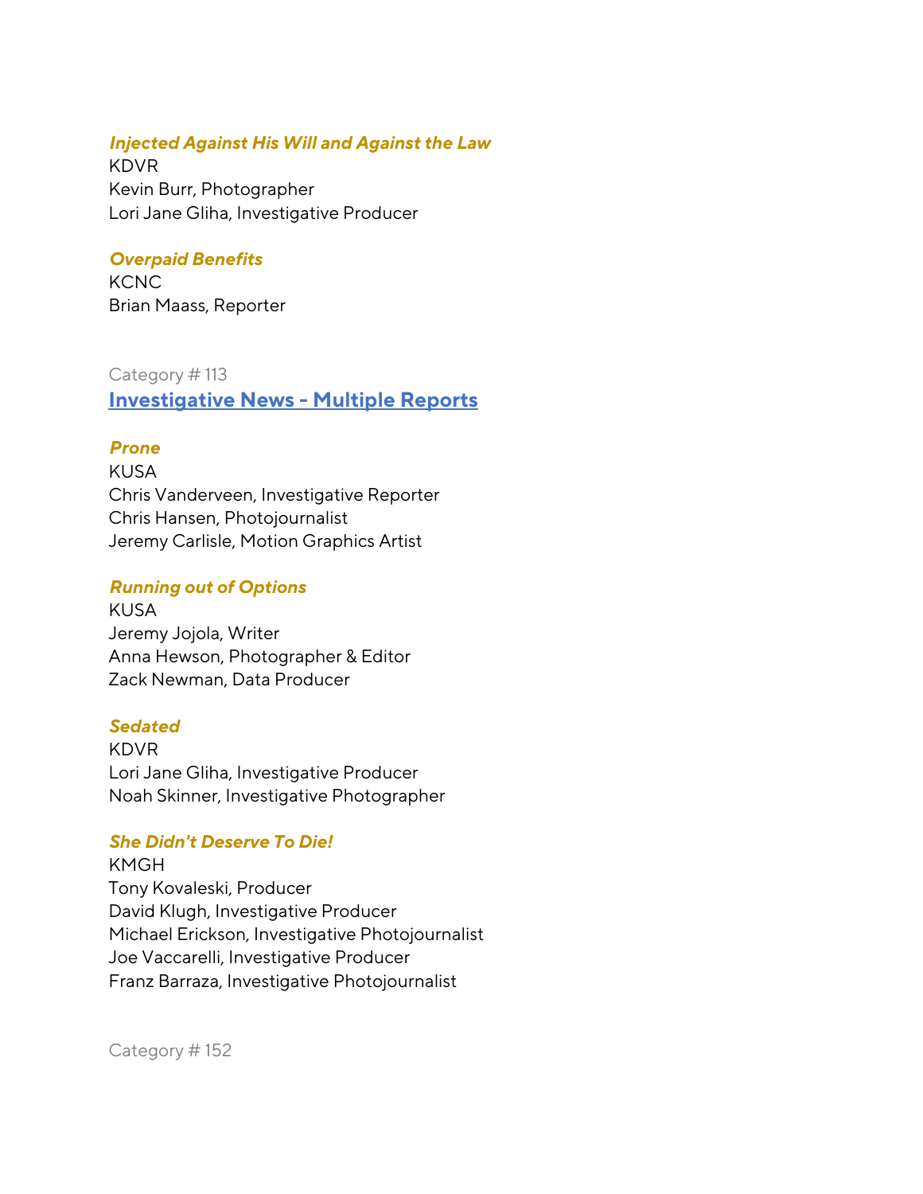***Injected Against His Will and Against the Law***
KDVR
Kevin Burr, Photographer
Lori Jane Gliha, Investigative Producer

***Overpaid Benefits***
KCNC
Brian Maass, Reporter

Category # 113

## Investigative News - Multiple Reports

***Prone***
KUSA
Chris Vanderveen, Investigative Reporter
Chris Hansen, Photojournalist
Jeremy Carlisle, Motion Graphics Artist

***Running out of Options***
KUSA
Jeremy Jojola, Writer
Anna Hewson, Photographer & Editor
Zack Newman, Data Producer

***Sedated***
KDVR
Lori Jane Gliha, Investigative Producer
Noah Skinner, Investigative Photographer

***She Didn't Deserve To Die!***
KMGH
Tony Kovaleski, Producer
David Klugh, Investigative Producer
Michael Erickson, Investigative Photojournalist
Joe Vaccarelli, Investigative Producer
Franz Barraza, Investigative Photojournalist

Category # 152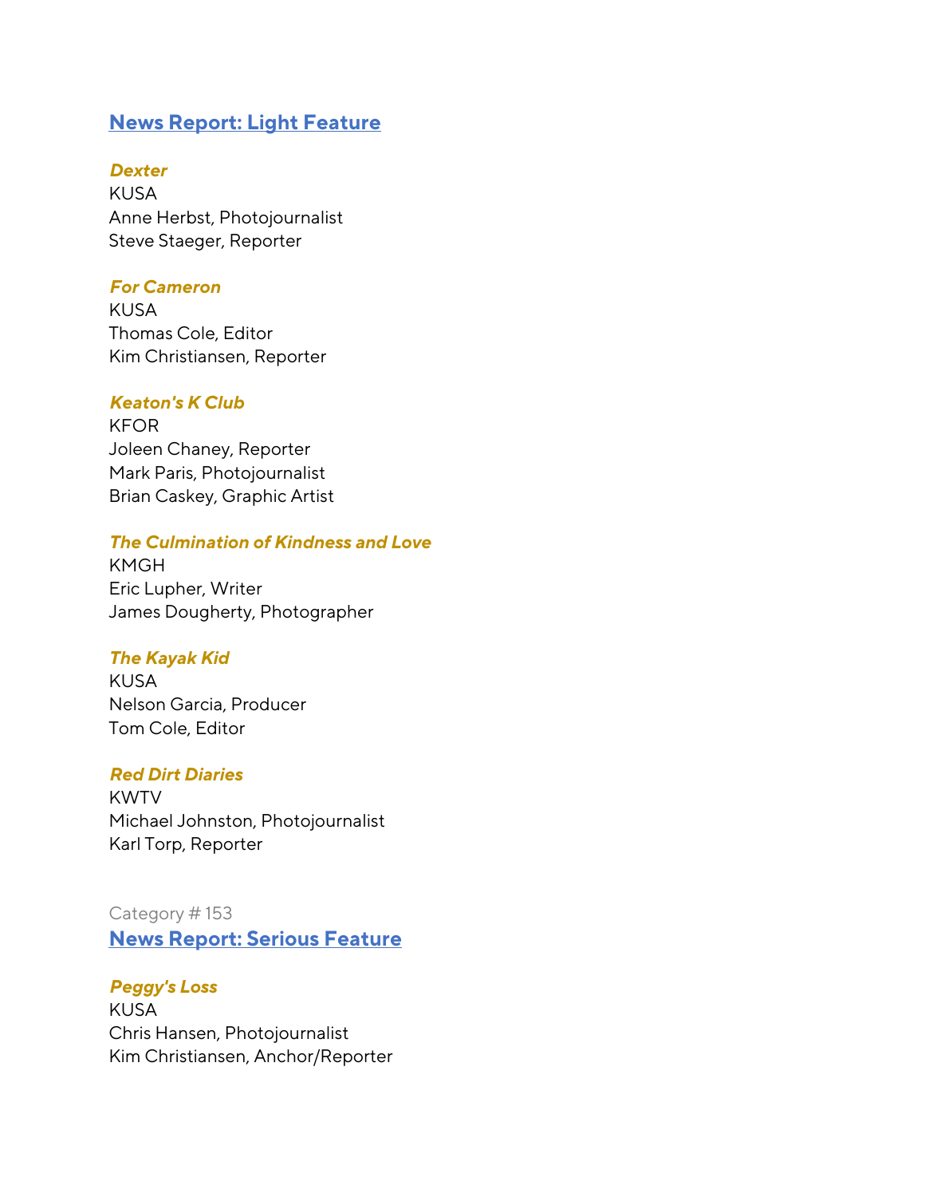## News Report: Light Feature

***Dexter***
KUSA
Anne Herbst, Photojournalist
Steve Staeger, Reporter

***For Cameron***
KUSA
Thomas Cole, Editor
Kim Christiansen, Reporter

***Keaton's K Club***
KFOR
Joleen Chaney, Reporter
Mark Paris, Photojournalist
Brian Caskey, Graphic Artist

***The Culmination of Kindness and Love***
KMGH
Eric Lupher, Writer
James Dougherty, Photographer

***The Kayak Kid***
KUSA
Nelson Garcia, Producer
Tom Cole, Editor

***Red Dirt Diaries***
KWTV
Michael Johnston, Photojournalist
Karl Torp, Reporter

Category # 153

## News Report: Serious Feature

***Peggy's Loss***
KUSA
Chris Hansen, Photojournalist
Kim Christiansen, Anchor/Reporter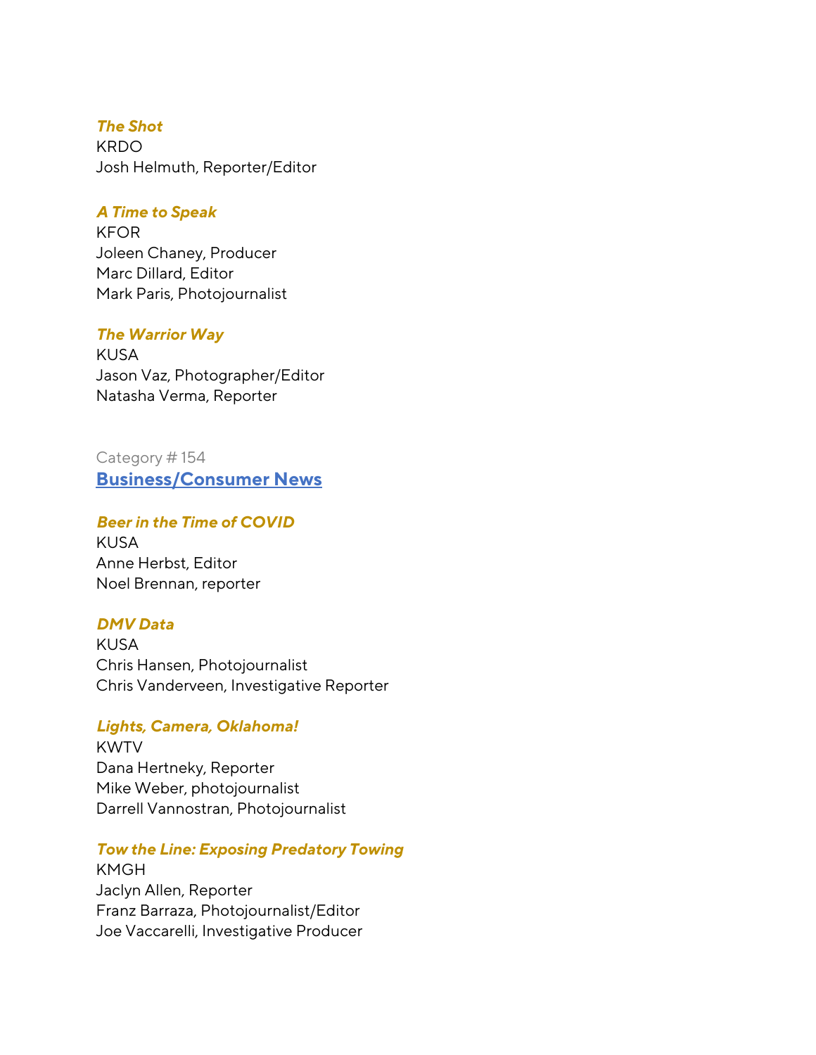***The Shot***
KRDO
Josh Helmuth, Reporter/Editor

***A Time to Speak***
KFOR
Joleen Chaney, Producer
Marc Dillard, Editor
Mark Paris, Photojournalist

***The Warrior Way***
KUSA
Jason Vaz, Photographer/Editor
Natasha Verma, Reporter

Category # 154

## Business/Consumer News

***Beer in the Time of COVID***
KUSA
Anne Herbst, Editor
Noel Brennan, reporter

***DMV Data***
KUSA
Chris Hansen, Photojournalist
Chris Vanderveen, Investigative Reporter

***Lights, Camera, Oklahoma!***
KWTV
Dana Hertneky, Reporter
Mike Weber, photojournalist
Darrell Vannostran, Photojournalist

***Tow the Line: Exposing Predatory Towing***
KMGH
Jaclyn Allen, Reporter
Franz Barraza, Photojournalist/Editor
Joe Vaccarelli, Investigative Producer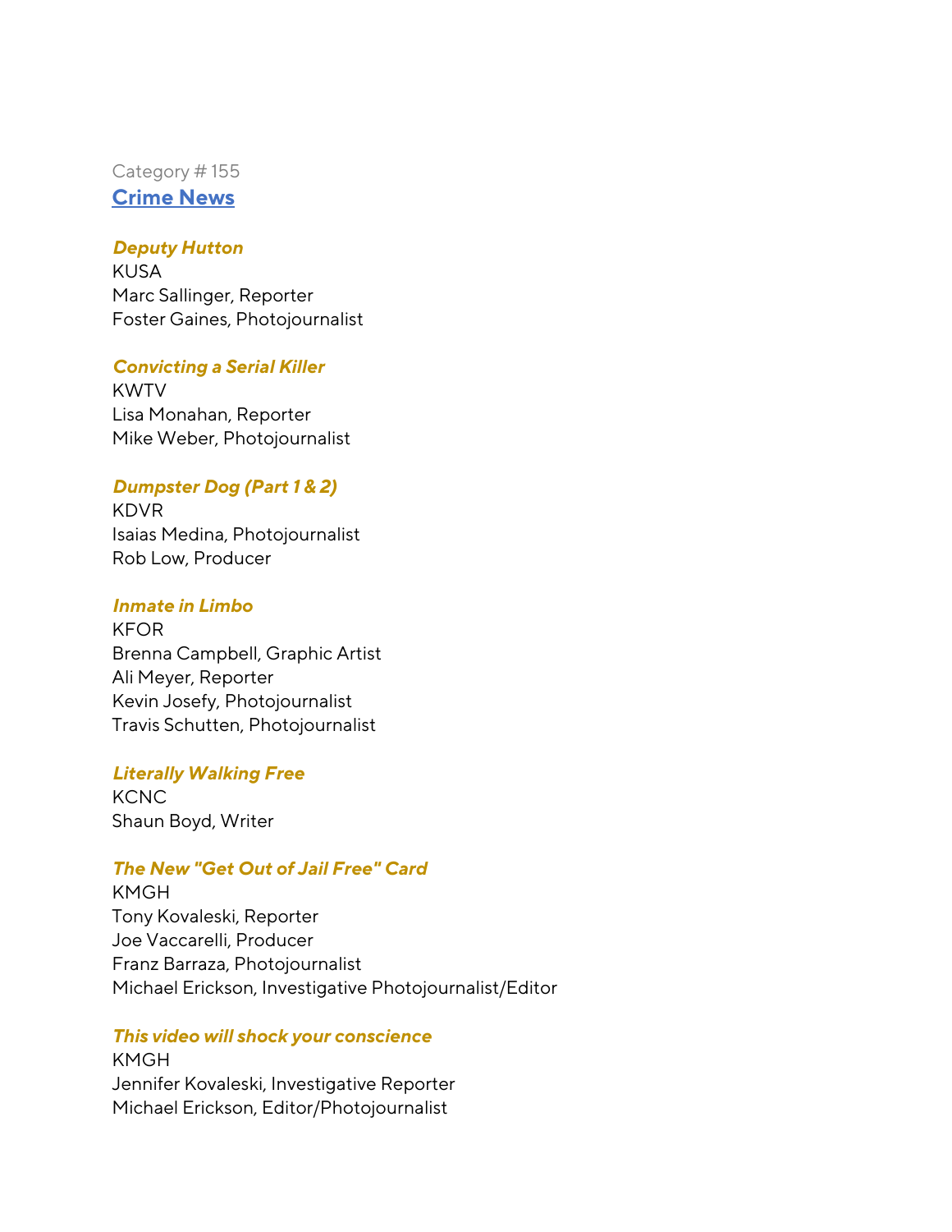Category # 155

## Crime News

***Deputy Hutton***
KUSA
Marc Sallinger, Reporter
Foster Gaines, Photojournalist

***Convicting a Serial Killer***
KWTV
Lisa Monahan, Reporter
Mike Weber, Photojournalist

***Dumpster Dog (Part 1 & 2)***
KDVR
Isaias Medina, Photojournalist
Rob Low, Producer

***Inmate in Limbo***
KFOR
Brenna Campbell, Graphic Artist
Ali Meyer, Reporter
Kevin Josefy, Photojournalist
Travis Schutten, Photojournalist

***Literally Walking Free***
KCNC
Shaun Boyd, Writer

***The New "Get Out of Jail Free" Card***
KMGH
Tony Kovaleski, Reporter
Joe Vaccarelli, Producer
Franz Barraza, Photojournalist
Michael Erickson, Investigative Photojournalist/Editor

***This video will shock your conscience***
KMGH
Jennifer Kovaleski, Investigative Reporter
Michael Erickson, Editor/Photojournalist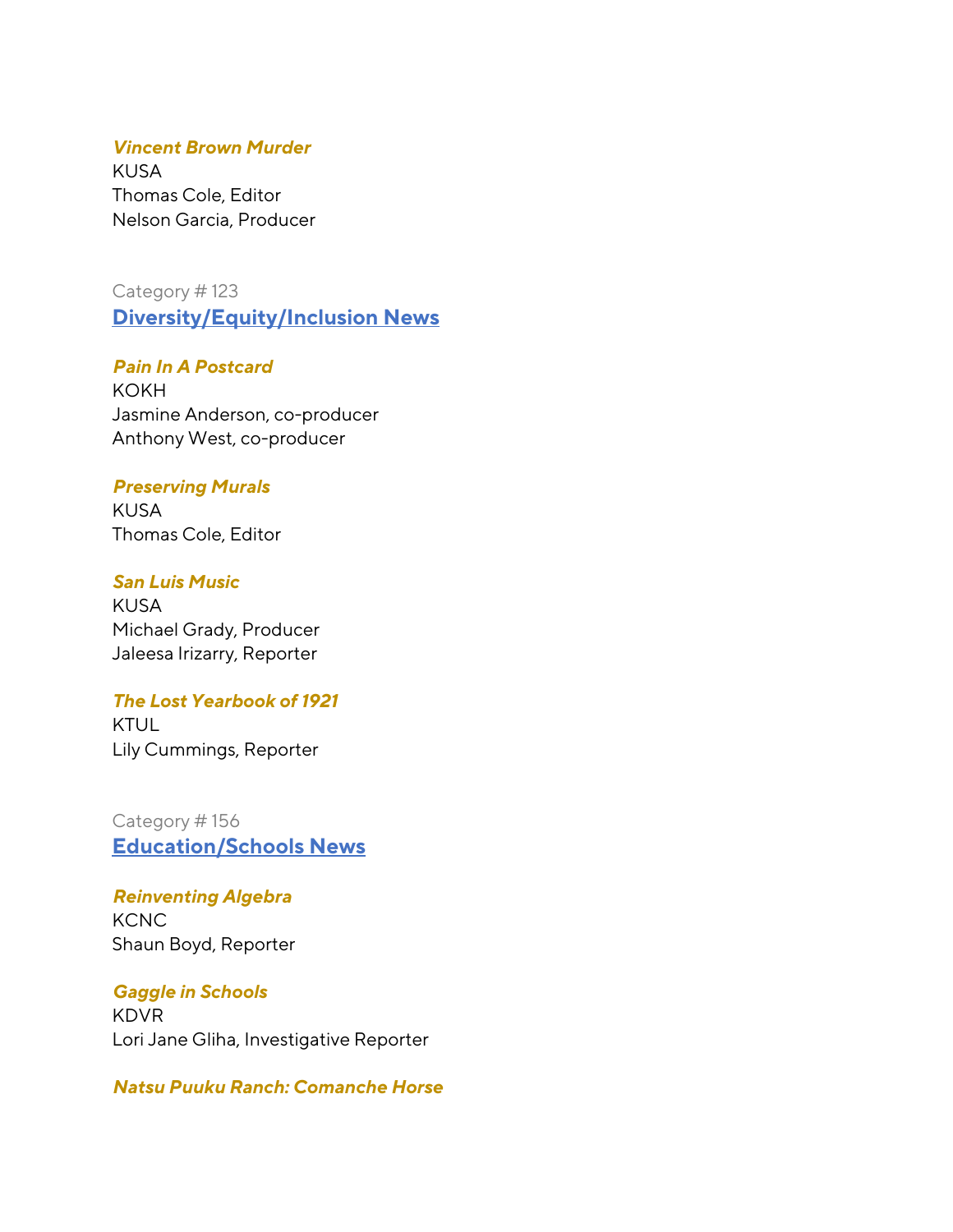***Vincent Brown Murder***
KUSA
Thomas Cole, Editor
Nelson Garcia, Producer

Category # 123

## Diversity/Equity/Inclusion News

***Pain In A Postcard***
KOKH
Jasmine Anderson, co-producer
Anthony West, co-producer

***Preserving Murals***
KUSA
Thomas Cole, Editor

***San Luis Music***
KUSA
Michael Grady, Producer
Jaleesa Irizarry, Reporter

***The Lost Yearbook of 1921***
KTUL
Lily Cummings, Reporter

Category # 156

## Education/Schools News

***Reinventing Algebra***
KCNC
Shaun Boyd, Reporter

***Gaggle in Schools***
KDVR
Lori Jane Gliha, Investigative Reporter

***Natsu Puuku Ranch: Comanche Horse***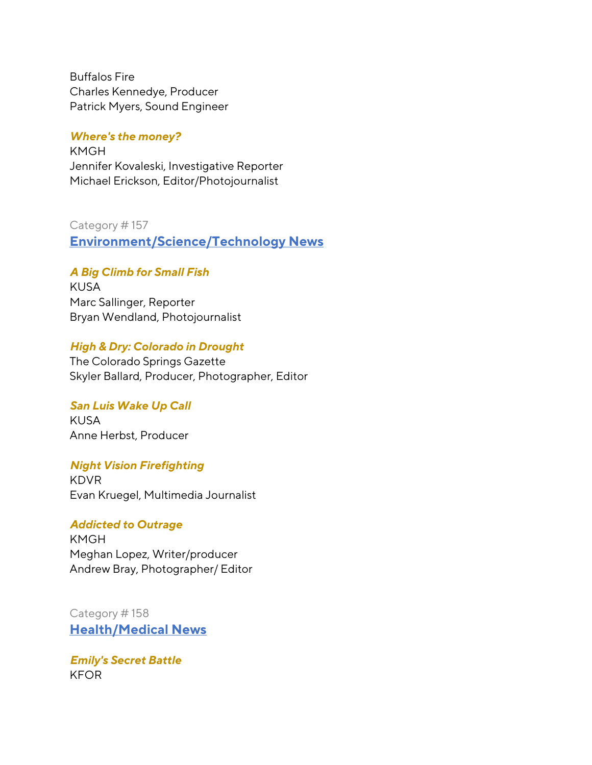Buffalos Fire
Charles Kennedye, Producer
Patrick Myers, Sound Engineer

***Where's the money?***
KMGH
Jennifer Kovaleski, Investigative Reporter
Michael Erickson, Editor/Photojournalist

Category # 157

## Environment/Science/Technology News

***A Big Climb for Small Fish***
KUSA
Marc Sallinger, Reporter
Bryan Wendland, Photojournalist

***High & Dry: Colorado in Drought***
The Colorado Springs Gazette
Skyler Ballard, Producer, Photographer, Editor

***San Luis Wake Up Call***
KUSA
Anne Herbst, Producer

***Night Vision Firefighting***
KDVR
Evan Kruegel, Multimedia Journalist

***Addicted to Outrage***
KMGH
Meghan Lopez, Writer/producer
Andrew Bray, Photographer/ Editor

Category # 158

## Health/Medical News

***Emily's Secret Battle***
KFOR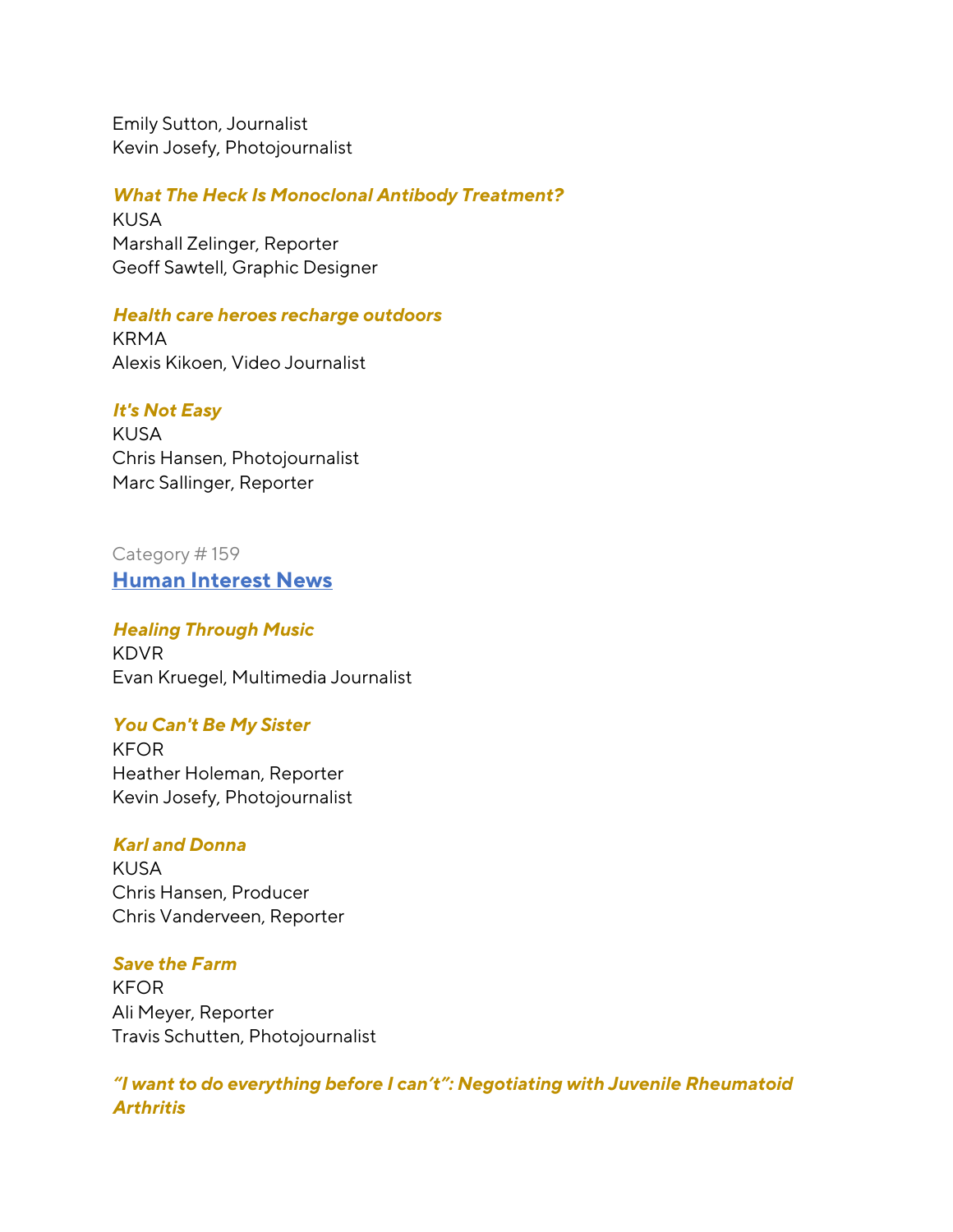Emily Sutton, Journalist
Kevin Josefy, Photojournalist

***What The Heck Is Monoclonal Antibody Treatment?***
KUSA
Marshall Zelinger, Reporter
Geoff Sawtell, Graphic Designer

***Health care heroes recharge outdoors***
KRMA
Alexis Kikoen, Video Journalist

***It's Not Easy***
KUSA
Chris Hansen, Photojournalist
Marc Sallinger, Reporter

Category # 159
## Human Interest News

***Healing Through Music***
KDVR
Evan Kruegel, Multimedia Journalist

***You Can't Be My Sister***
KFOR
Heather Holeman, Reporter
Kevin Josefy, Photojournalist

***Karl and Donna***
KUSA
Chris Hansen, Producer
Chris Vanderveen, Reporter

***Save the Farm***
KFOR
Ali Meyer, Reporter
Travis Schutten, Photojournalist

***"I want to do everything before I can't": Negotiating with Juvenile Rheumatoid Arthritis***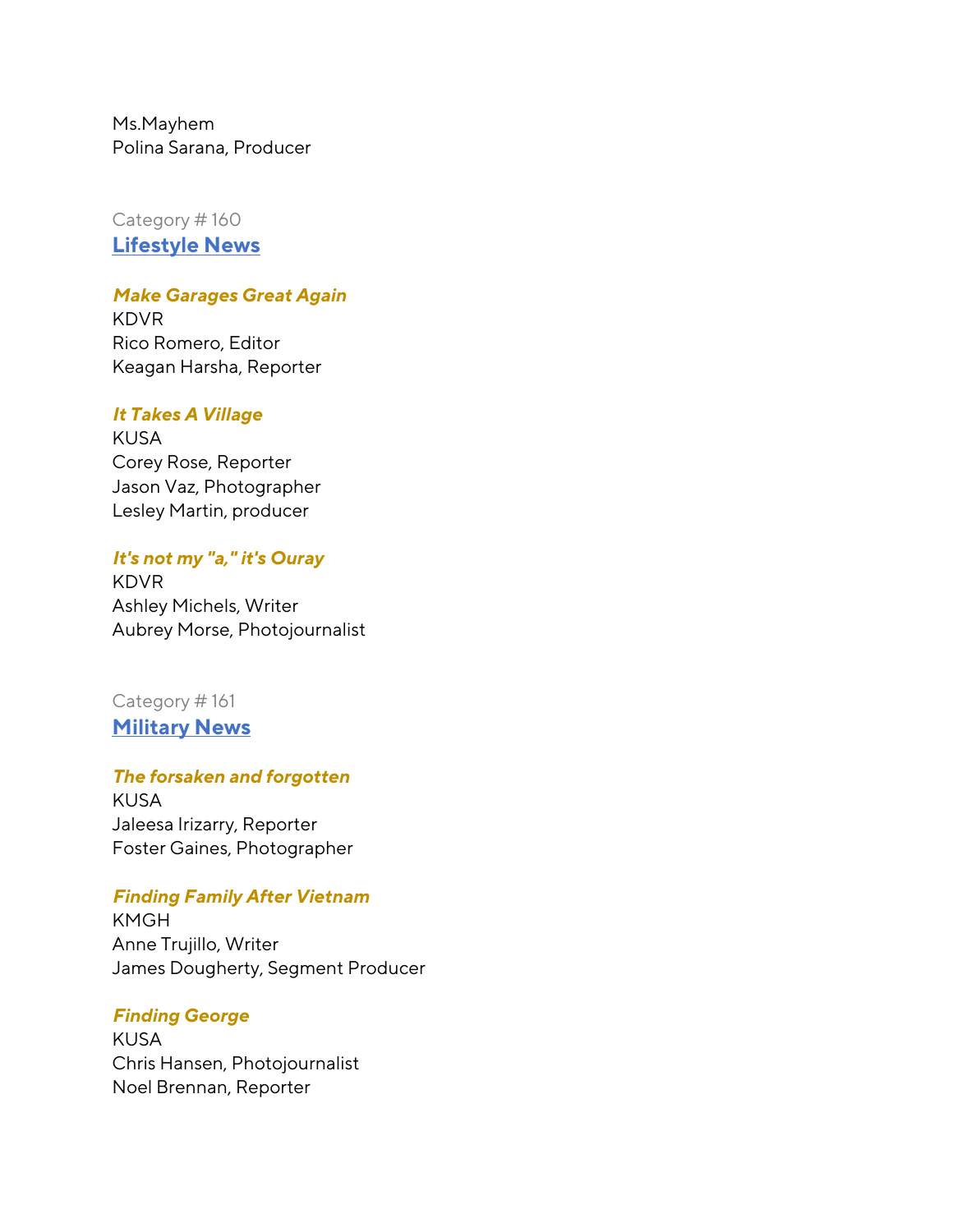Ms.Mayhem
Polina Sarana, Producer

Category # 160

## [Lifestyle News]

***Make Garages Great Again***
KDVR
Rico Romero, Editor
Keagan Harsha, Reporter

***It Takes A Village***
KUSA
Corey Rose, Reporter
Jason Vaz, Photographer
Lesley Martin, producer

***It's not my "a," it's Ouray***
KDVR
Ashley Michels, Writer
Aubrey Morse, Photojournalist

Category # 161

## [Military News]

***The forsaken and forgotten***
KUSA
Jaleesa Irizarry, Reporter
Foster Gaines, Photographer

***Finding Family After Vietnam***
KMGH
Anne Trujillo, Writer
James Dougherty, Segment Producer

***Finding George***
KUSA
Chris Hansen, Photojournalist
Noel Brennan, Reporter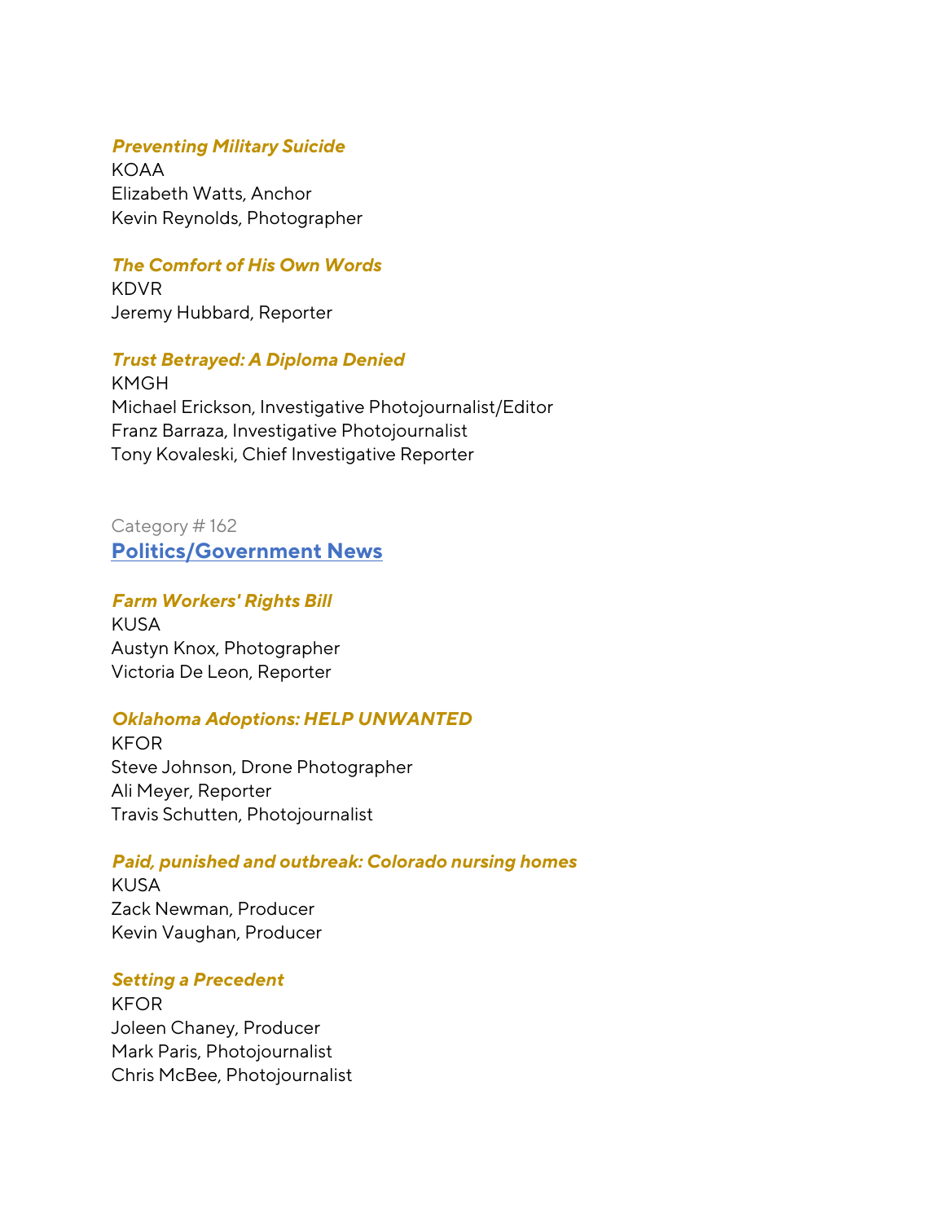***Preventing Military Suicide***
KOAA
Elizabeth Watts, Anchor
Kevin Reynolds, Photographer

***The Comfort of His Own Words***
KDVR
Jeremy Hubbard, Reporter

***Trust Betrayed: A Diploma Denied***
KMGH
Michael Erickson, Investigative Photojournalist/Editor
Franz Barraza, Investigative Photojournalist
Tony Kovaleski, Chief Investigative Reporter

Category # 162

## Politics/Government News

***Farm Workers' Rights Bill***
KUSA
Austyn Knox, Photographer
Victoria De Leon, Reporter

***Oklahoma Adoptions: HELP UNWANTED***
KFOR
Steve Johnson, Drone Photographer
Ali Meyer, Reporter
Travis Schutten, Photojournalist

***Paid, punished and outbreak: Colorado nursing homes***
KUSA
Zack Newman, Producer
Kevin Vaughan, Producer

***Setting a Precedent***
KFOR
Joleen Chaney, Producer
Mark Paris, Photojournalist
Chris McBee, Photojournalist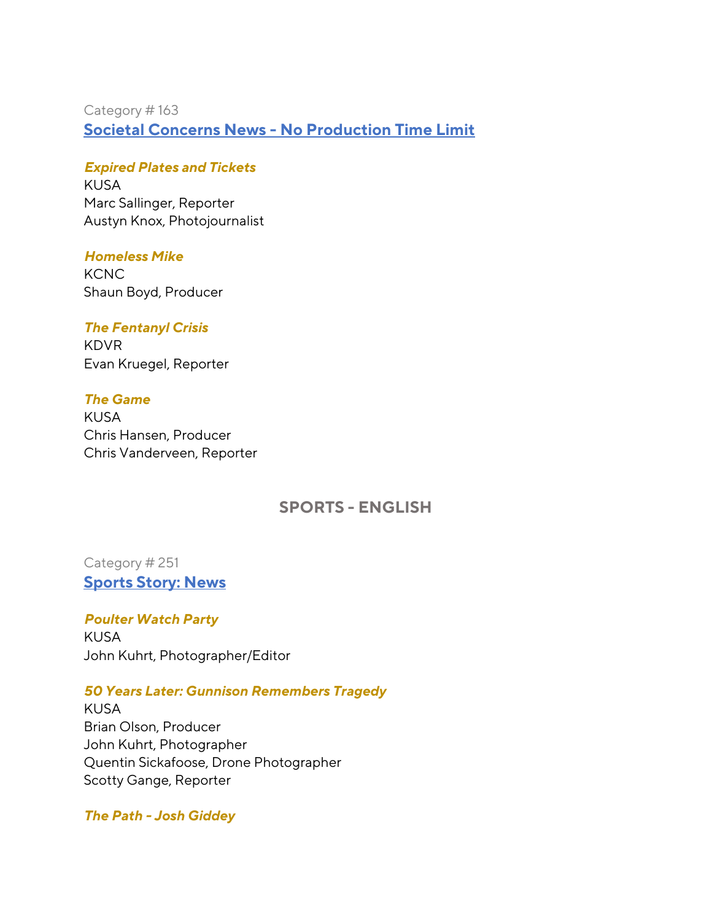Category # 163

**Societal Concerns News - No Production Time Limit**

***Expired Plates and Tickets***
KUSA
Marc Sallinger, Reporter
Austyn Knox, Photojournalist

***Homeless Mike***
KCNC
Shaun Boyd, Producer

***The Fentanyl Crisis***
KDVR
Evan Kruegel, Reporter

***The Game***
KUSA
Chris Hansen, Producer
Chris Vanderveen, Reporter

## SPORTS - ENGLISH

Category # 251

**Sports Story: News**

***Poulter Watch Party***
KUSA
John Kuhrt, Photographer/Editor

***50 Years Later: Gunnison Remembers Tragedy***
KUSA
Brian Olson, Producer
John Kuhrt, Photographer
Quentin Sickafoose, Drone Photographer
Scotty Gange, Reporter

***The Path - Josh Giddey***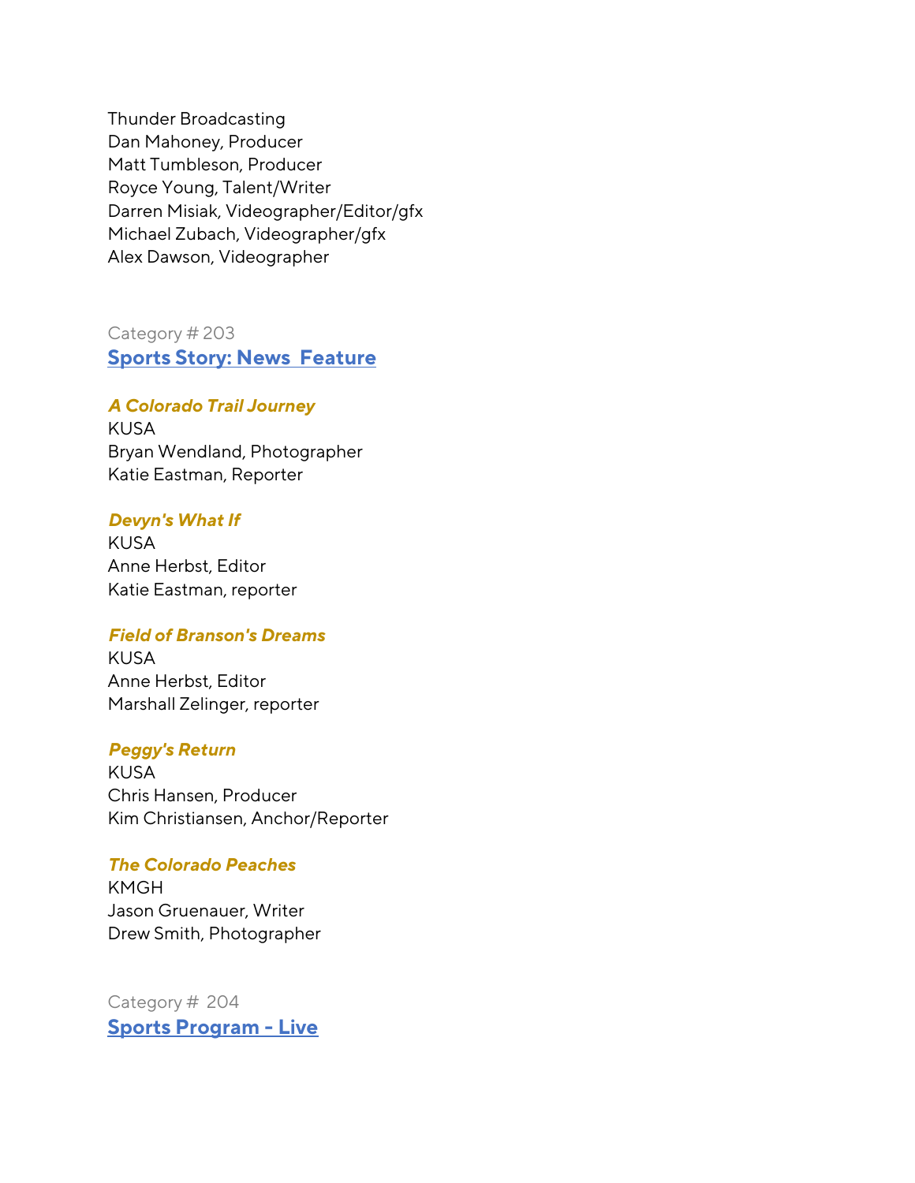Thunder Broadcasting
Dan Mahoney, Producer
Matt Tumbleson, Producer
Royce Young, Talent/Writer
Darren Misiak, Videographer/Editor/gfx
Michael Zubach, Videographer/gfx
Alex Dawson, Videographer

Category # 203

## Sports Story: News Feature

***A Colorado Trail Journey***
KUSA
Bryan Wendland, Photographer
Katie Eastman, Reporter

***Devyn's What If***
KUSA
Anne Herbst, Editor
Katie Eastman, reporter

***Field of Branson's Dreams***
KUSA
Anne Herbst, Editor
Marshall Zelinger, reporter

***Peggy's Return***
KUSA
Chris Hansen, Producer
Kim Christiansen, Anchor/Reporter

***The Colorado Peaches***
KMGH
Jason Gruenauer, Writer
Drew Smith, Photographer

Category # 204

## Sports Program - Live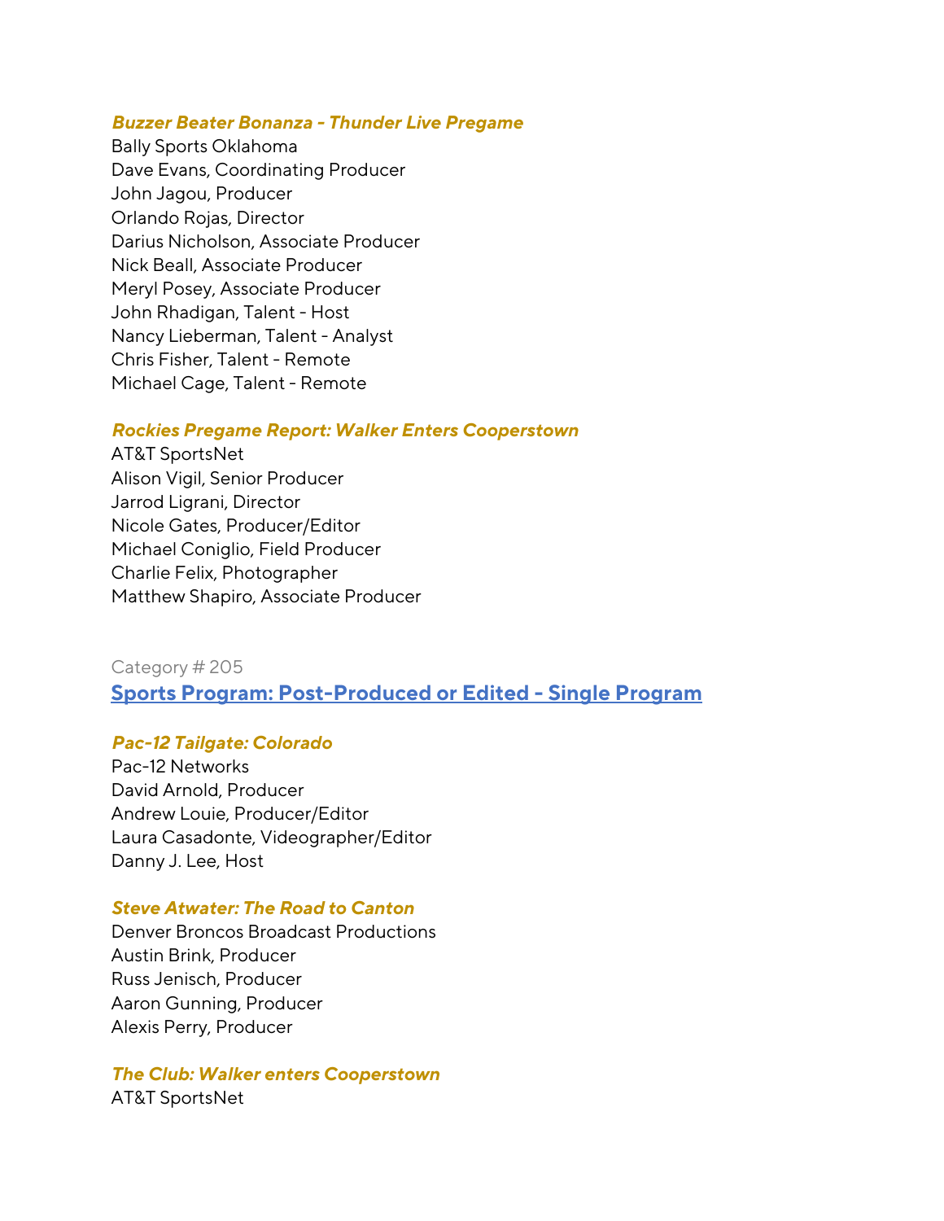***Buzzer Beater Bonanza - Thunder Live Pregame***
Bally Sports Oklahoma
Dave Evans, Coordinating Producer
John Jagou, Producer
Orlando Rojas, Director
Darius Nicholson, Associate Producer
Nick Beall, Associate Producer
Meryl Posey, Associate Producer
John Rhadigan, Talent - Host
Nancy Lieberman, Talent - Analyst
Chris Fisher, Talent - Remote
Michael Cage, Talent - Remote

***Rockies Pregame Report: Walker Enters Cooperstown***
AT&T SportsNet
Alison Vigil, Senior Producer
Jarrod Ligrani, Director
Nicole Gates, Producer/Editor
Michael Coniglio, Field Producer
Charlie Felix, Photographer
Matthew Shapiro, Associate Producer

Category # 205

## Sports Program: Post-Produced or Edited - Single Program

***Pac-12 Tailgate: Colorado***
Pac-12 Networks
David Arnold, Producer
Andrew Louie, Producer/Editor
Laura Casadonte, Videographer/Editor
Danny J. Lee, Host

***Steve Atwater: The Road to Canton***
Denver Broncos Broadcast Productions
Austin Brink, Producer
Russ Jenisch, Producer
Aaron Gunning, Producer
Alexis Perry, Producer

***The Club: Walker enters Cooperstown***
AT&T SportsNet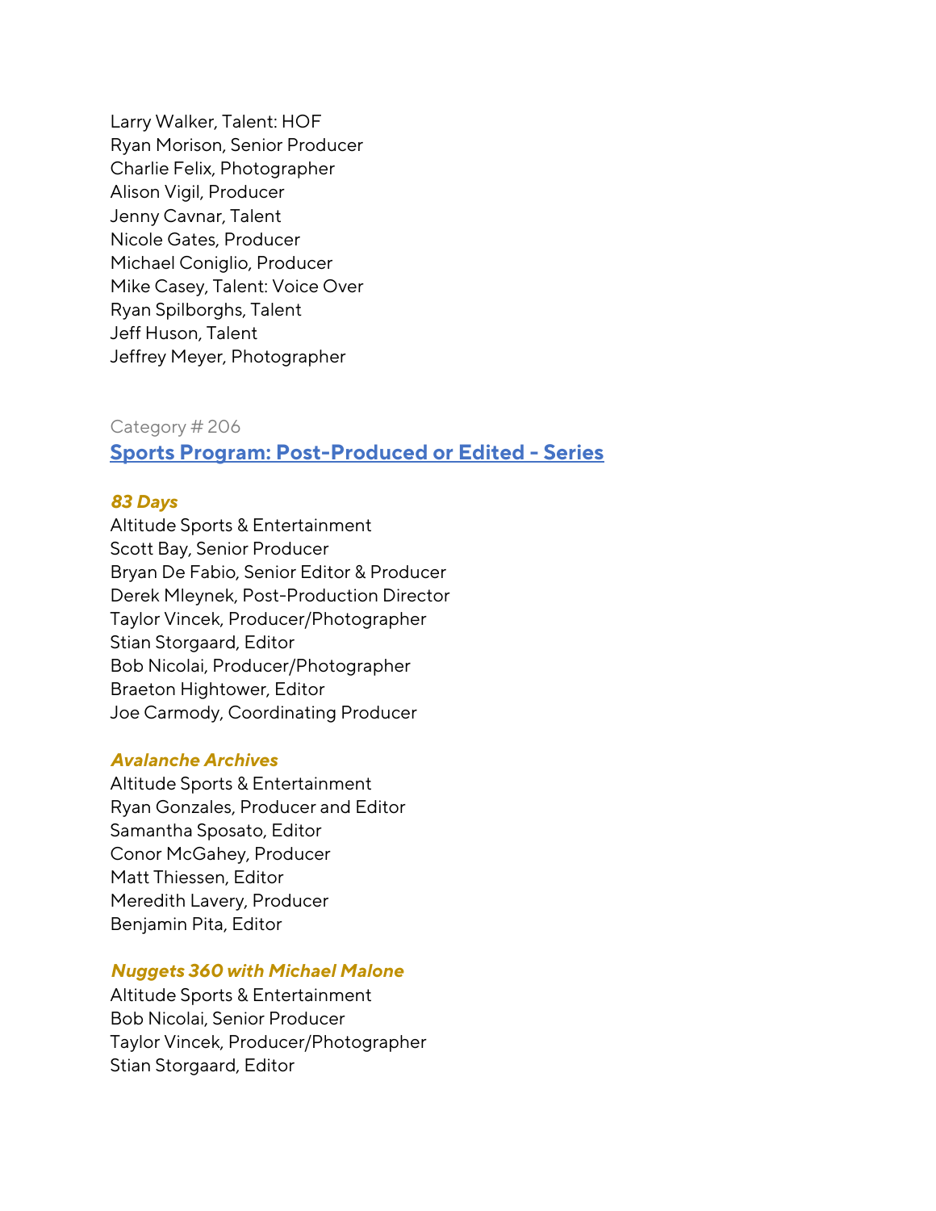Larry Walker, Talent: HOF
Ryan Morison, Senior Producer
Charlie Felix, Photographer
Alison Vigil, Producer
Jenny Cavnar, Talent
Nicole Gates, Producer
Michael Coniglio, Producer
Mike Casey, Talent: Voice Over
Ryan Spilborghs, Talent
Jeff Huson, Talent
Jeffrey Meyer, Photographer

Category # 206

## Sports Program: Post-Produced or Edited - Series

***83 Days***
Altitude Sports & Entertainment
Scott Bay, Senior Producer
Bryan De Fabio, Senior Editor & Producer
Derek Mleynek, Post-Production Director
Taylor Vincek, Producer/Photographer
Stian Storgaard, Editor
Bob Nicolai, Producer/Photographer
Braeton Hightower, Editor
Joe Carmody, Coordinating Producer

***Avalanche Archives***
Altitude Sports & Entertainment
Ryan Gonzales, Producer and Editor
Samantha Sposato, Editor
Conor McGahey, Producer
Matt Thiessen, Editor
Meredith Lavery, Producer
Benjamin Pita, Editor

***Nuggets 360 with Michael Malone***
Altitude Sports & Entertainment
Bob Nicolai, Senior Producer
Taylor Vincek, Producer/Photographer
Stian Storgaard, Editor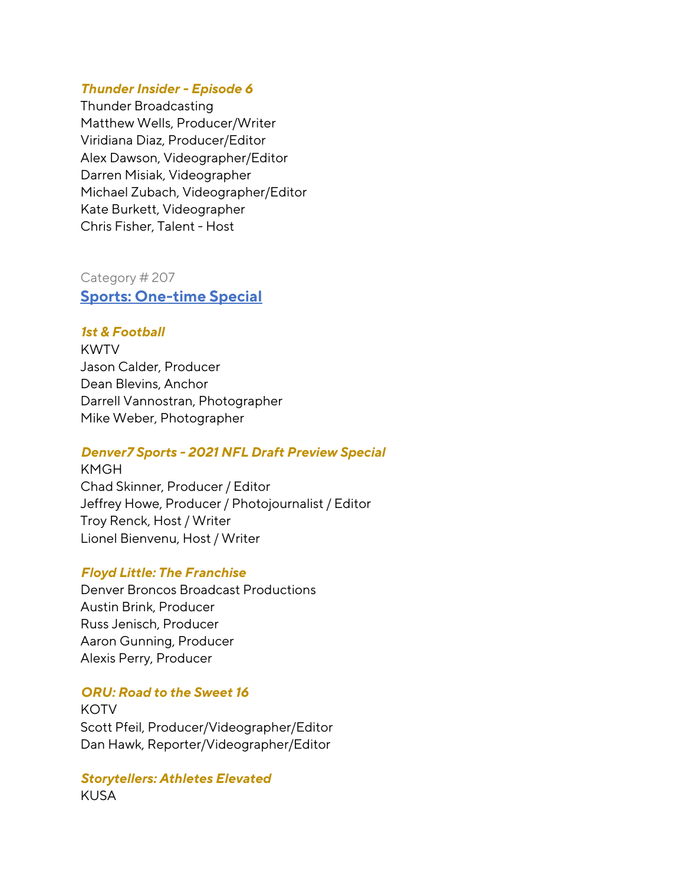***Thunder Insider - Episode 6***
Thunder Broadcasting
Matthew Wells, Producer/Writer
Viridiana Diaz, Producer/Editor
Alex Dawson, Videographer/Editor
Darren Misiak, Videographer
Michael Zubach, Videographer/Editor
Kate Burkett, Videographer
Chris Fisher, Talent - Host

Category # 207

## Sports: One-time Special

***1st & Football***
KWTV
Jason Calder, Producer
Dean Blevins, Anchor
Darrell Vannostran, Photographer
Mike Weber, Photographer

***Denver7 Sports - 2021 NFL Draft Preview Special***
KMGH
Chad Skinner, Producer / Editor
Jeffrey Howe, Producer / Photojournalist / Editor
Troy Renck, Host / Writer
Lionel Bienvenu, Host / Writer

***Floyd Little: The Franchise***
Denver Broncos Broadcast Productions
Austin Brink, Producer
Russ Jenisch, Producer
Aaron Gunning, Producer
Alexis Perry, Producer

***ORU: Road to the Sweet 16***
KOTV
Scott Pfeil, Producer/Videographer/Editor
Dan Hawk, Reporter/Videographer/Editor

***Storytellers: Athletes Elevated***
KUSA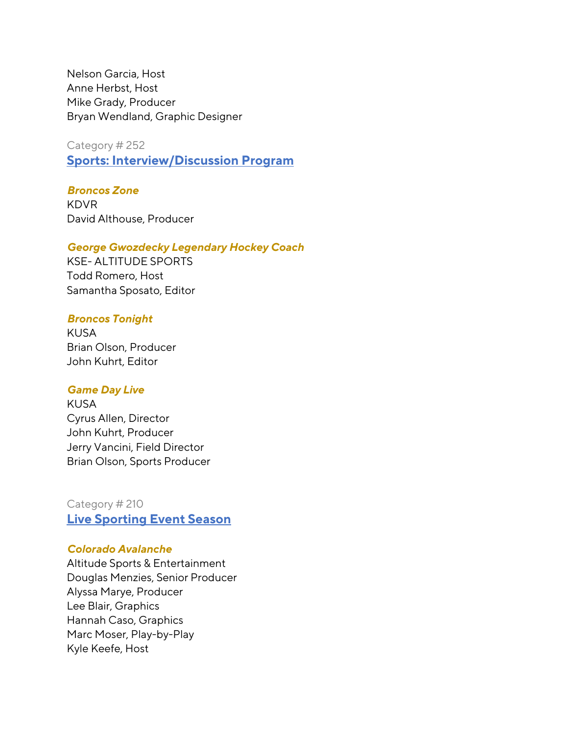Nelson Garcia, Host
Anne Herbst, Host
Mike Grady, Producer
Bryan Wendland, Graphic Designer

Category # 252

## [Sports: Interview/Discussion Program]

***Broncos Zone***
KDVR
David Althouse, Producer

***George Gwozdecky Legendary Hockey Coach***
KSE- ALTITUDE SPORTS
Todd Romero, Host
Samantha Sposato, Editor

***Broncos Tonight***
KUSA
Brian Olson, Producer
John Kuhrt, Editor

***Game Day Live***
KUSA
Cyrus Allen, Director
John Kuhrt, Producer
Jerry Vancini, Field Director
Brian Olson, Sports Producer

Category # 210

## [Live Sporting Event Season]

***Colorado Avalanche***
Altitude Sports & Entertainment
Douglas Menzies, Senior Producer
Alyssa Marye, Producer
Lee Blair, Graphics
Hannah Caso, Graphics
Marc Moser, Play-by-Play
Kyle Keefe, Host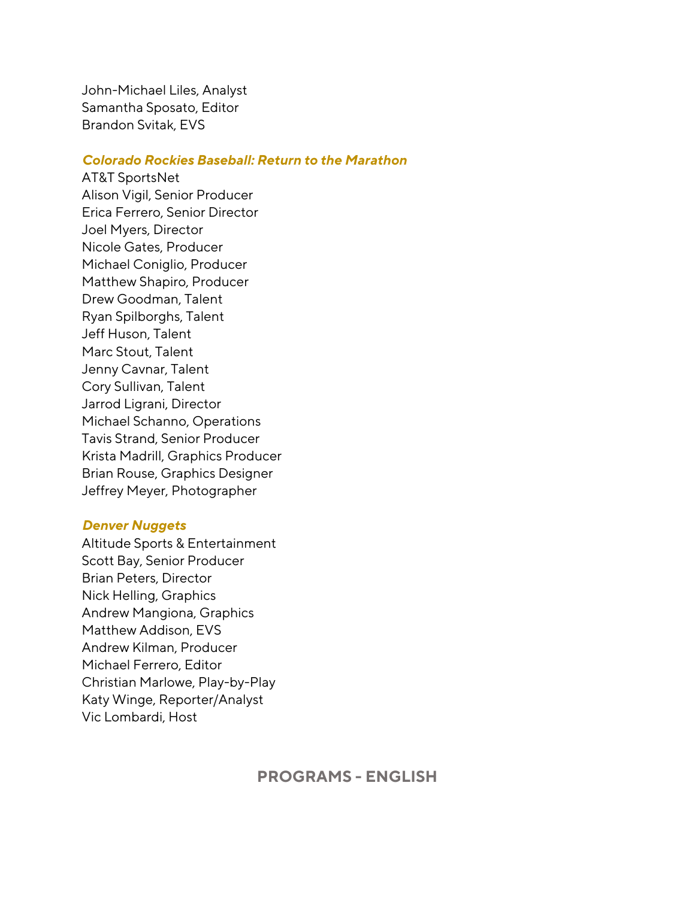John-Michael Liles, Analyst
Samantha Sposato, Editor
Brandon Svitak, EVS

***Colorado Rockies Baseball: Return to the Marathon***
AT&T SportsNet
Alison Vigil, Senior Producer
Erica Ferrero, Senior Director
Joel Myers, Director
Nicole Gates, Producer
Michael Coniglio, Producer
Matthew Shapiro, Producer
Drew Goodman, Talent
Ryan Spilborghs, Talent
Jeff Huson, Talent
Marc Stout, Talent
Jenny Cavnar, Talent
Cory Sullivan, Talent
Jarrod Ligrani, Director
Michael Schanno, Operations
Tavis Strand, Senior Producer
Krista Madrill, Graphics Producer
Brian Rouse, Graphics Designer
Jeffrey Meyer, Photographer

***Denver Nuggets***
Altitude Sports & Entertainment
Scott Bay, Senior Producer
Brian Peters, Director
Nick Helling, Graphics
Andrew Mangiona, Graphics
Matthew Addison, EVS
Andrew Kilman, Producer
Michael Ferrero, Editor
Christian Marlowe, Play-by-Play
Katy Winge, Reporter/Analyst
Vic Lombardi, Host

## PROGRAMS - ENGLISH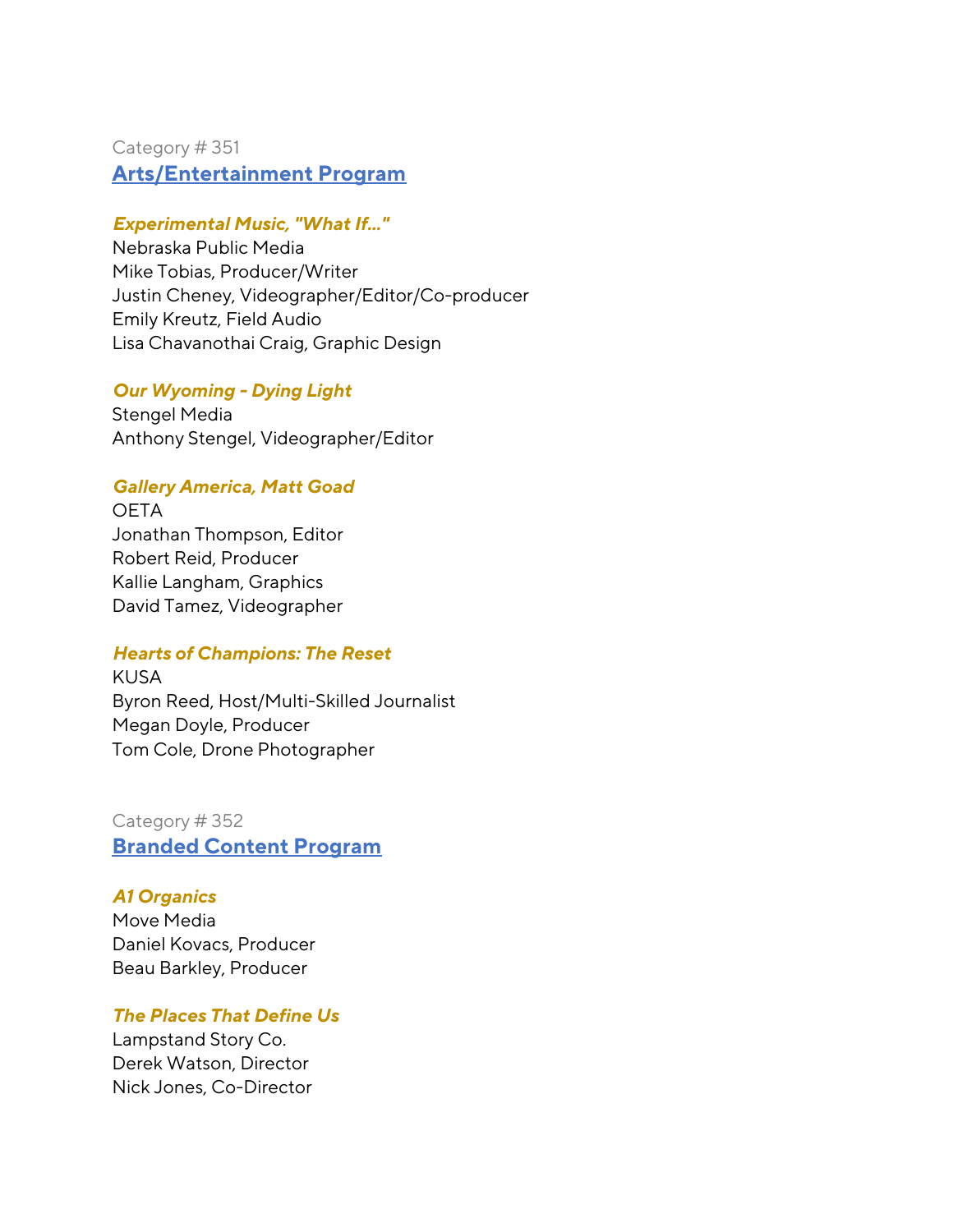Category # 351

## [Arts/Entertainment Program]

***Experimental Music, "What If..."***
Nebraska Public Media
Mike Tobias, Producer/Writer
Justin Cheney, Videographer/Editor/Co-producer
Emily Kreutz, Field Audio
Lisa Chavanothai Craig, Graphic Design

***Our Wyoming - Dying Light***
Stengel Media
Anthony Stengel, Videographer/Editor

***Gallery America, Matt Goad***
OETA
Jonathan Thompson, Editor
Robert Reid, Producer
Kallie Langham, Graphics
David Tamez, Videographer

***Hearts of Champions: The Reset***
KUSA
Byron Reed, Host/Multi-Skilled Journalist
Megan Doyle, Producer
Tom Cole, Drone Photographer

Category # 352

## [Branded Content Program]

***A1 Organics***
Move Media
Daniel Kovacs, Producer
Beau Barkley, Producer

***The Places That Define Us***
Lampstand Story Co.
Derek Watson, Director
Nick Jones, Co-Director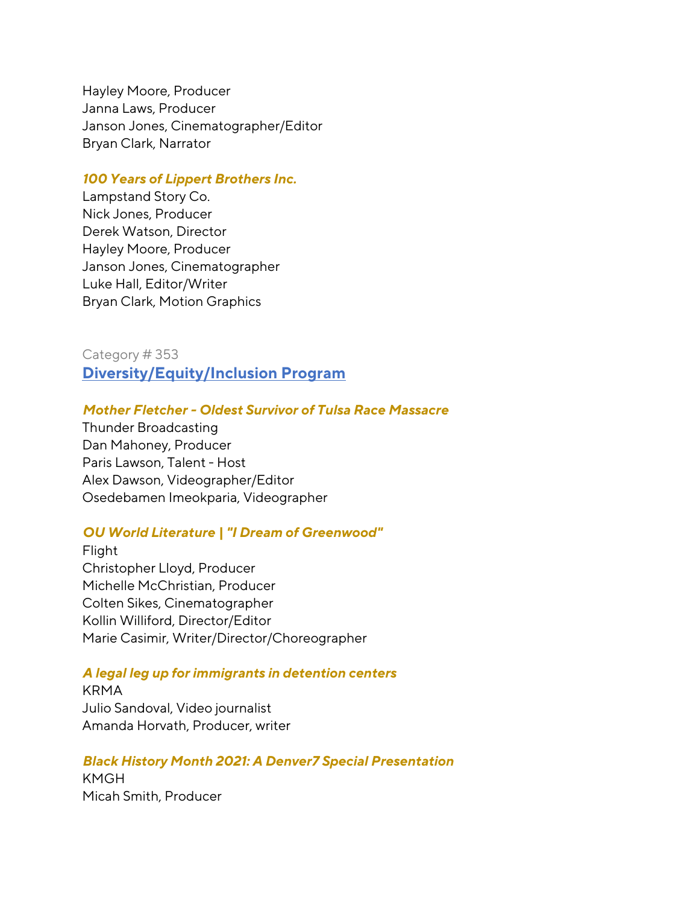Hayley Moore, Producer
Janna Laws, Producer
Janson Jones, Cinematographer/Editor
Bryan Clark, Narrator

***100 Years of Lippert Brothers Inc.***
Lampstand Story Co.
Nick Jones, Producer
Derek Watson, Director
Hayley Moore, Producer
Janson Jones, Cinematographer
Luke Hall, Editor/Writer
Bryan Clark, Motion Graphics

Category # 353
## Diversity/Equity/Inclusion Program

***Mother Fletcher - Oldest Survivor of Tulsa Race Massacre***
Thunder Broadcasting
Dan Mahoney, Producer
Paris Lawson, Talent - Host
Alex Dawson, Videographer/Editor
Osedebamen Imeokparia, Videographer

***OU World Literature | "I Dream of Greenwood"***
Flight
Christopher Lloyd, Producer
Michelle McChristian, Producer
Colten Sikes, Cinematographer
Kollin Williford, Director/Editor
Marie Casimir, Writer/Director/Choreographer

***A legal leg up for immigrants in detention centers***
KRMA
Julio Sandoval, Video journalist
Amanda Horvath, Producer, writer

***Black History Month 2021: A Denver7 Special Presentation***
KMGH
Micah Smith, Producer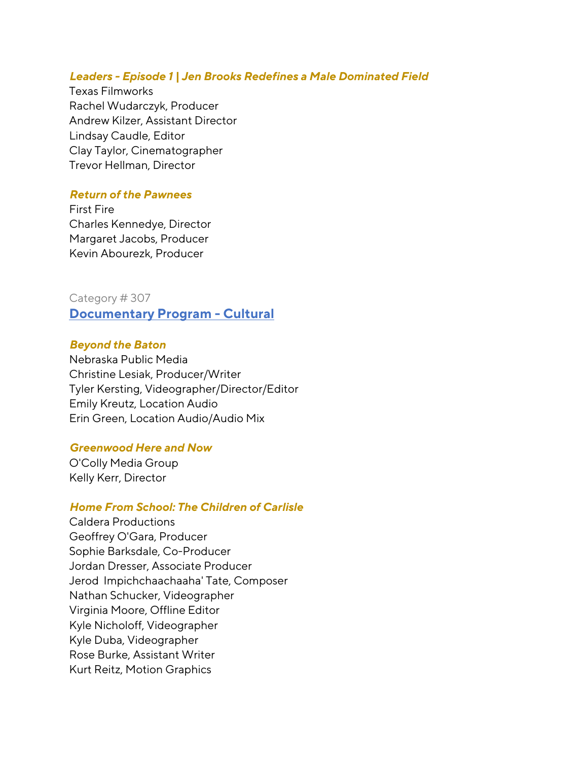***Leaders - Episode 1 | Jen Brooks Redefines a Male Dominated Field***
Texas Filmworks
Rachel Wudarczyk, Producer
Andrew Kilzer, Assistant Director
Lindsay Caudle, Editor
Clay Taylor, Cinematographer
Trevor Hellman, Director

***Return of the Pawnees***
First Fire
Charles Kennedye, Director
Margaret Jacobs, Producer
Kevin Abourezk, Producer

Category # 307

## Documentary Program - Cultural

***Beyond the Baton***
Nebraska Public Media
Christine Lesiak, Producer/Writer
Tyler Kersting, Videographer/Director/Editor
Emily Kreutz, Location Audio
Erin Green, Location Audio/Audio Mix

***Greenwood Here and Now***
O'Colly Media Group
Kelly Kerr, Director

***Home From School: The Children of Carlisle***
Caldera Productions
Geoffrey O'Gara, Producer
Sophie Barksdale, Co-Producer
Jordan Dresser, Associate Producer
Jerod Impichchaachaaha' Tate, Composer
Nathan Schucker, Videographer
Virginia Moore, Offline Editor
Kyle Nicholoff, Videographer
Kyle Duba, Videographer
Rose Burke, Assistant Writer
Kurt Reitz, Motion Graphics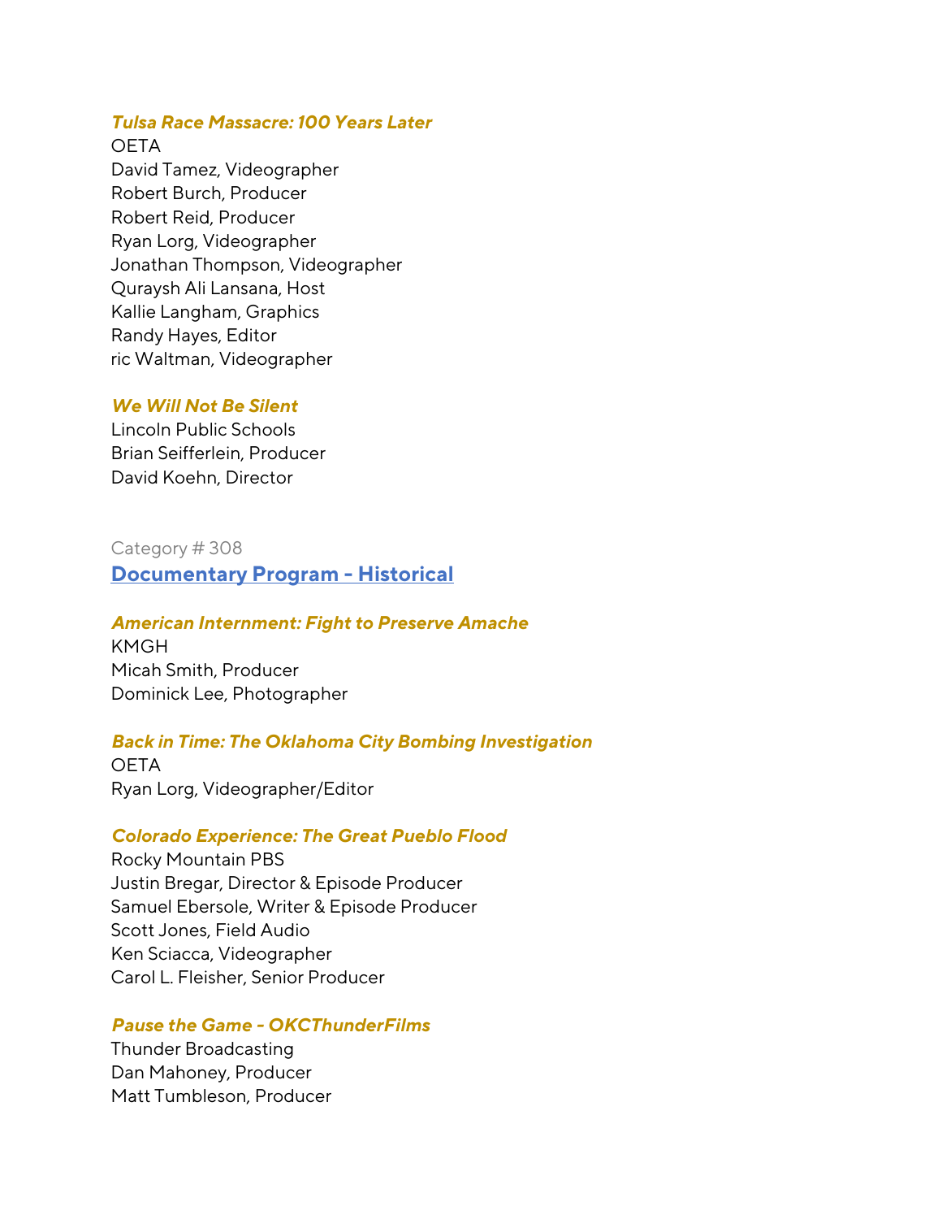***Tulsa Race Massacre: 100 Years Later***
OETA
David Tamez, Videographer
Robert Burch, Producer
Robert Reid, Producer
Ryan Lorg, Videographer
Jonathan Thompson, Videographer
Quraysh Ali Lansana, Host
Kallie Langham, Graphics
Randy Hayes, Editor
ric Waltman, Videographer

***We Will Not Be Silent***
Lincoln Public Schools
Brian Seifferlein, Producer
David Koehn, Director

Category # 308

## Documentary Program - Historical

***American Internment: Fight to Preserve Amache***
KMGH
Micah Smith, Producer
Dominick Lee, Photographer

***Back in Time: The Oklahoma City Bombing Investigation***
OETA
Ryan Lorg, Videographer/Editor

***Colorado Experience: The Great Pueblo Flood***
Rocky Mountain PBS
Justin Bregar, Director & Episode Producer
Samuel Ebersole, Writer & Episode Producer
Scott Jones, Field Audio
Ken Sciacca, Videographer
Carol L. Fleisher, Senior Producer

***Pause the Game - OKCThunderFilms***
Thunder Broadcasting
Dan Mahoney, Producer
Matt Tumbleson, Producer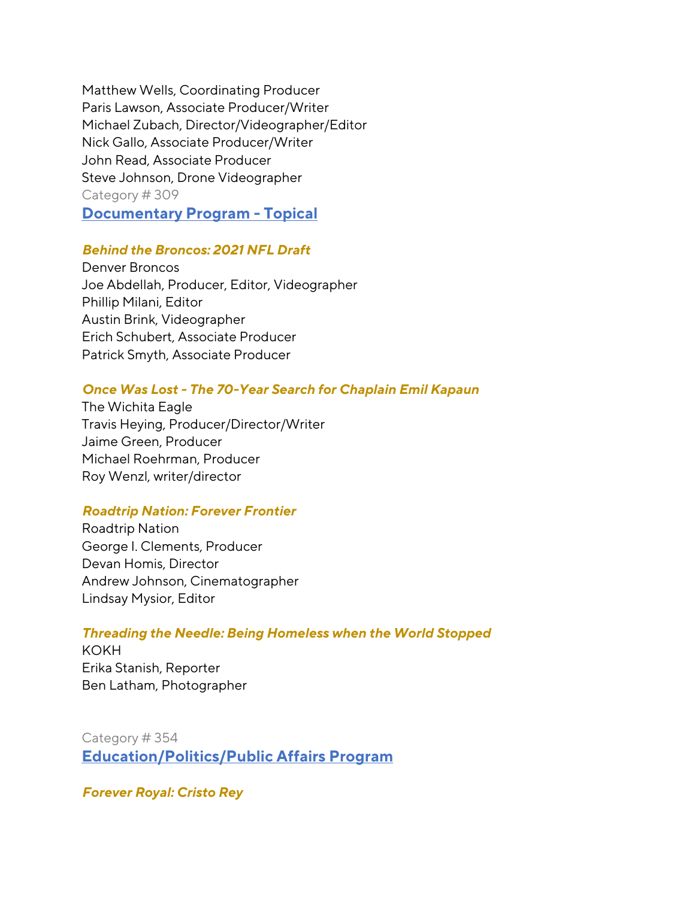Matthew Wells, Coordinating Producer
Paris Lawson, Associate Producer/Writer
Michael Zubach, Director/Videographer/Editor
Nick Gallo, Associate Producer/Writer
John Read, Associate Producer
Steve Johnson, Drone Videographer

Category # 309

## Documentary Program - Topical

***Behind the Broncos: 2021 NFL Draft***

Denver Broncos
Joe Abdellah, Producer, Editor, Videographer
Phillip Milani, Editor
Austin Brink, Videographer
Erich Schubert, Associate Producer
Patrick Smyth, Associate Producer

***Once Was Lost - The 70-Year Search for Chaplain Emil Kapaun***

The Wichita Eagle
Travis Heying, Producer/Director/Writer
Jaime Green, Producer
Michael Roehrman, Producer
Roy Wenzl, writer/director

***Roadtrip Nation: Forever Frontier***

Roadtrip Nation
George I. Clements, Producer
Devan Homis, Director
Andrew Johnson, Cinematographer
Lindsay Mysior, Editor

***Threading the Needle: Being Homeless when the World Stopped***

KOKH
Erika Stanish, Reporter
Ben Latham, Photographer

Category # 354

## Education/Politics/Public Affairs Program

***Forever Royal: Cristo Rey***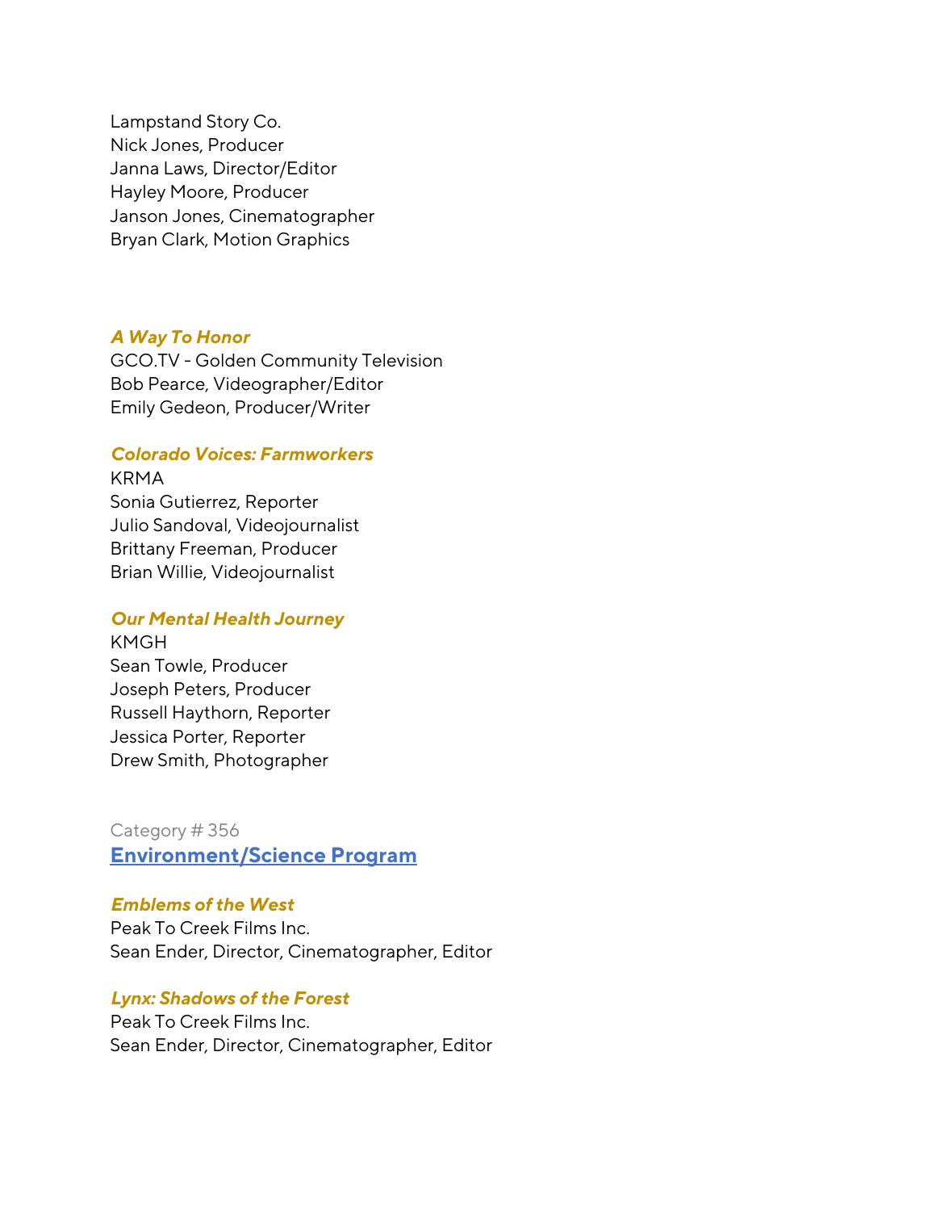Lampstand Story Co.
Nick Jones, Producer
Janna Laws, Director/Editor
Hayley Moore, Producer
Janson Jones, Cinematographer
Bryan Clark, Motion Graphics

***A Way To Honor***
GCO.TV - Golden Community Television
Bob Pearce, Videographer/Editor
Emily Gedeon, Producer/Writer

***Colorado Voices: Farmworkers***
KRMA
Sonia Gutierrez, Reporter
Julio Sandoval, Videojournalist
Brittany Freeman, Producer
Brian Willie, Videojournalist

***Our Mental Health Journey***
KMGH
Sean Towle, Producer
Joseph Peters, Producer
Russell Haythorn, Reporter
Jessica Porter, Reporter
Drew Smith, Photographer

Category # 356
## Environment/Science Program

***Emblems of the West***
Peak To Creek Films Inc.
Sean Ender, Director, Cinematographer, Editor

***Lynx: Shadows of the Forest***
Peak To Creek Films Inc.
Sean Ender, Director, Cinematographer, Editor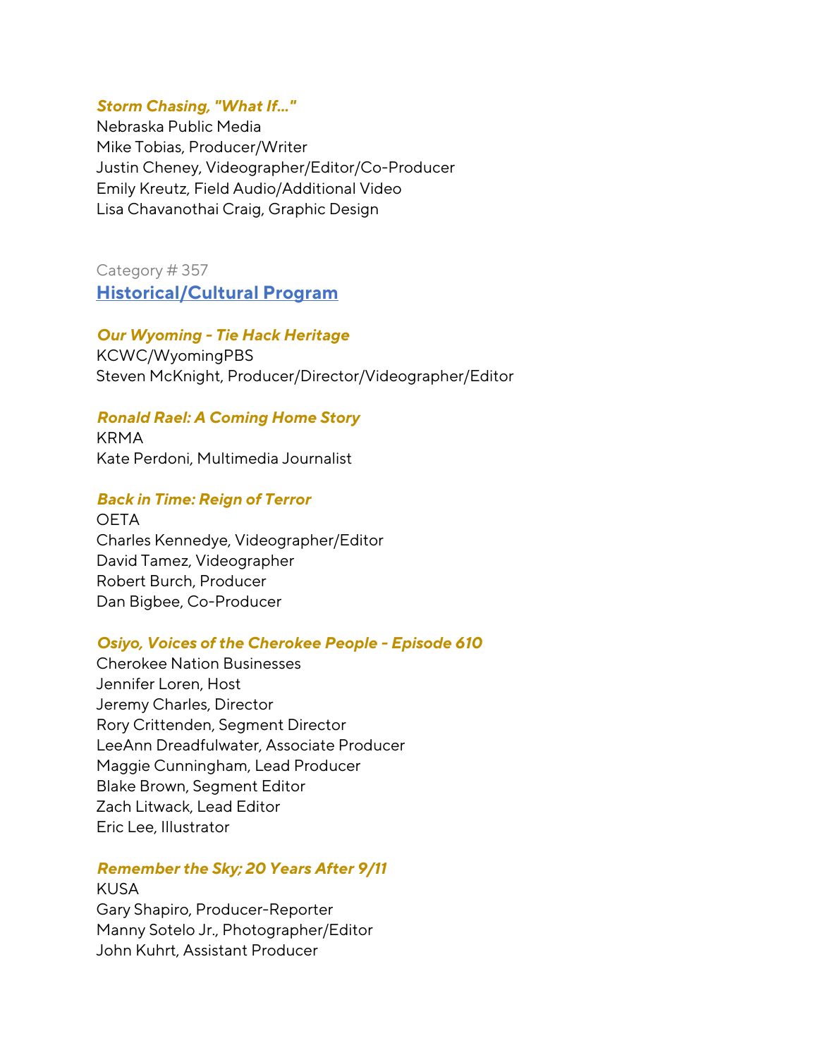***Storm Chasing, "What If…"***

Nebraska Public Media
Mike Tobias, Producer/Writer
Justin Cheney, Videographer/Editor/Co-Producer
Emily Kreutz, Field Audio/Additional Video
Lisa Chavanothai Craig, Graphic Design

Category # 357

## Historical/Cultural Program

***Our Wyoming - Tie Hack Heritage***

KCWC/WyomingPBS
Steven McKnight, Producer/Director/Videographer/Editor

***Ronald Rael: A Coming Home Story***

KRMA
Kate Perdoni, Multimedia Journalist

***Back in Time: Reign of Terror***

OETA
Charles Kennedye, Videographer/Editor
David Tamez, Videographer
Robert Burch, Producer
Dan Bigbee, Co-Producer

***Osiyo, Voices of the Cherokee People - Episode 610***

Cherokee Nation Businesses
Jennifer Loren, Host
Jeremy Charles, Director
Rory Crittenden, Segment Director
LeeAnn Dreadfulwater, Associate Producer
Maggie Cunningham, Lead Producer
Blake Brown, Segment Editor
Zach Litwack, Lead Editor
Eric Lee, Illustrator

***Remember the Sky; 20 Years After 9/11***

KUSA
Gary Shapiro, Producer-Reporter
Manny Sotelo Jr., Photographer/Editor
John Kuhrt, Assistant Producer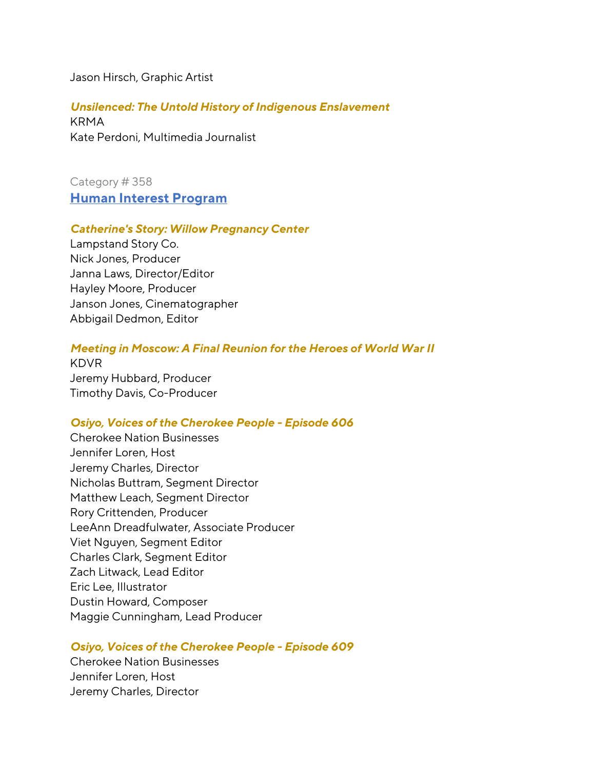Jason Hirsch, Graphic Artist

***Unsilenced: The Untold History of Indigenous Enslavement***
KRMA
Kate Perdoni, Multimedia Journalist

Category # 358

## [Human Interest Program]

***Catherine's Story: Willow Pregnancy Center***
Lampstand Story Co.
Nick Jones, Producer
Janna Laws, Director/Editor
Hayley Moore, Producer
Janson Jones, Cinematographer
Abbigail Dedmon, Editor

***Meeting in Moscow: A Final Reunion for the Heroes of World War II***
KDVR
Jeremy Hubbard, Producer
Timothy Davis, Co-Producer

***Osiyo, Voices of the Cherokee People - Episode 606***
Cherokee Nation Businesses
Jennifer Loren, Host
Jeremy Charles, Director
Nicholas Buttram, Segment Director
Matthew Leach, Segment Director
Rory Crittenden, Producer
LeeAnn Dreadfulwater, Associate Producer
Viet Nguyen, Segment Editor
Charles Clark, Segment Editor
Zach Litwack, Lead Editor
Eric Lee, Illustrator
Dustin Howard, Composer
Maggie Cunningham, Lead Producer

***Osiyo, Voices of the Cherokee People - Episode 609***
Cherokee Nation Businesses
Jennifer Loren, Host
Jeremy Charles, Director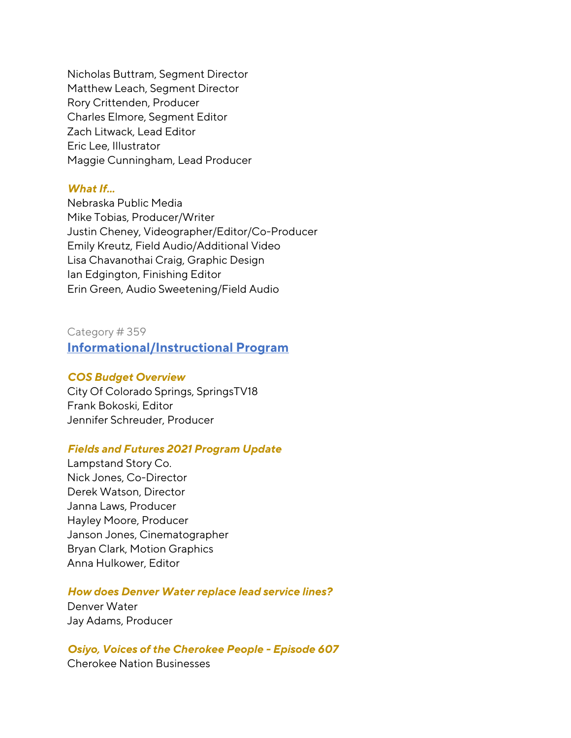Nicholas Buttram, Segment Director
Matthew Leach, Segment Director
Rory Crittenden, Producer
Charles Elmore, Segment Editor
Zach Litwack, Lead Editor
Eric Lee, Illustrator
Maggie Cunningham, Lead Producer

***What If…***
Nebraska Public Media
Mike Tobias, Producer/Writer
Justin Cheney, Videographer/Editor/Co-Producer
Emily Kreutz, Field Audio/Additional Video
Lisa Chavanothai Craig, Graphic Design
Ian Edgington, Finishing Editor
Erin Green, Audio Sweetening/Field Audio

Category # 359

## Informational/Instructional Program

***COS Budget Overview***
City Of Colorado Springs, SpringsTV18
Frank Bokoski, Editor
Jennifer Schreuder, Producer

***Fields and Futures 2021 Program Update***
Lampstand Story Co.
Nick Jones, Co-Director
Derek Watson, Director
Janna Laws, Producer
Hayley Moore, Producer
Janson Jones, Cinematographer
Bryan Clark, Motion Graphics
Anna Hulkower, Editor

***How does Denver Water replace lead service lines?***
Denver Water
Jay Adams, Producer

***Osiyo, Voices of the Cherokee People - Episode 607***
Cherokee Nation Businesses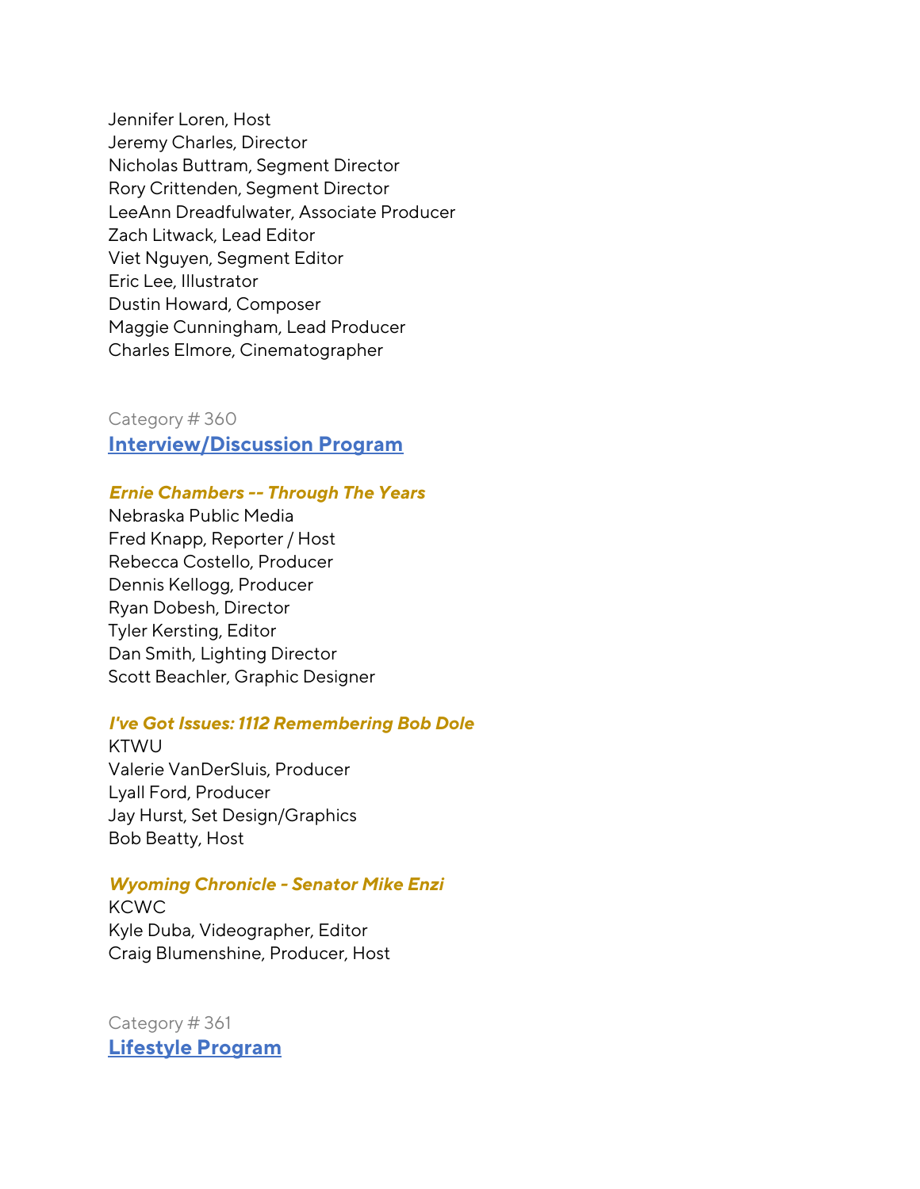Jennifer Loren, Host
Jeremy Charles, Director
Nicholas Buttram, Segment Director
Rory Crittenden, Segment Director
LeeAnn Dreadfulwater, Associate Producer
Zach Litwack, Lead Editor
Viet Nguyen, Segment Editor
Eric Lee, Illustrator
Dustin Howard, Composer
Maggie Cunningham, Lead Producer
Charles Elmore, Cinematographer

Category # 360

## Interview/Discussion Program

***Ernie Chambers -- Through The Years***
Nebraska Public Media
Fred Knapp, Reporter / Host
Rebecca Costello, Producer
Dennis Kellogg, Producer
Ryan Dobesh, Director
Tyler Kersting, Editor
Dan Smith, Lighting Director
Scott Beachler, Graphic Designer

***I've Got Issues: 1112 Remembering Bob Dole***
KTWU
Valerie VanDerSluis, Producer
Lyall Ford, Producer
Jay Hurst, Set Design/Graphics
Bob Beatty, Host

***Wyoming Chronicle - Senator Mike Enzi***
KCWC
Kyle Duba, Videographer, Editor
Craig Blumenshine, Producer, Host

Category # 361

## Lifestyle Program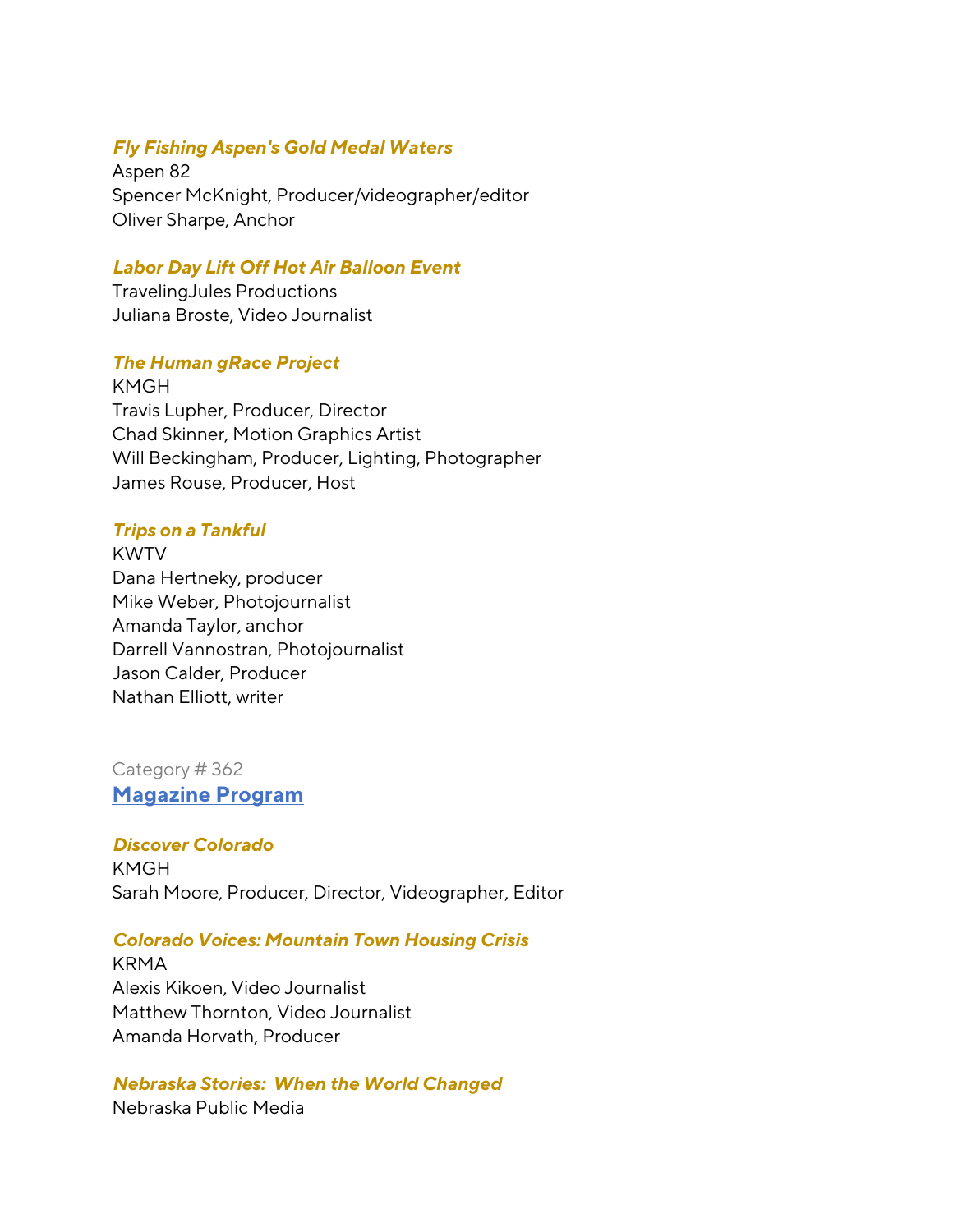***Fly Fishing Aspen's Gold Medal Waters***
Aspen 82
Spencer McKnight, Producer/videographer/editor
Oliver Sharpe, Anchor

***Labor Day Lift Off Hot Air Balloon Event***
TravelingJules Productions
Juliana Broste, Video Journalist

***The Human gRace Project***
KMGH
Travis Lupher, Producer, Director
Chad Skinner, Motion Graphics Artist
Will Beckingham, Producer, Lighting, Photographer
James Rouse, Producer, Host

***Trips on a Tankful***
KWTV
Dana Hertneky, producer
Mike Weber, Photojournalist
Amanda Taylor, anchor
Darrell Vannostran, Photojournalist
Jason Calder, Producer
Nathan Elliott, writer

Category # 362

## Magazine Program

***Discover Colorado***
KMGH
Sarah Moore, Producer, Director, Videographer, Editor

***Colorado Voices: Mountain Town Housing Crisis***
KRMA
Alexis Kikoen, Video Journalist
Matthew Thornton, Video Journalist
Amanda Horvath, Producer

***Nebraska Stories:  When the World Changed***
Nebraska Public Media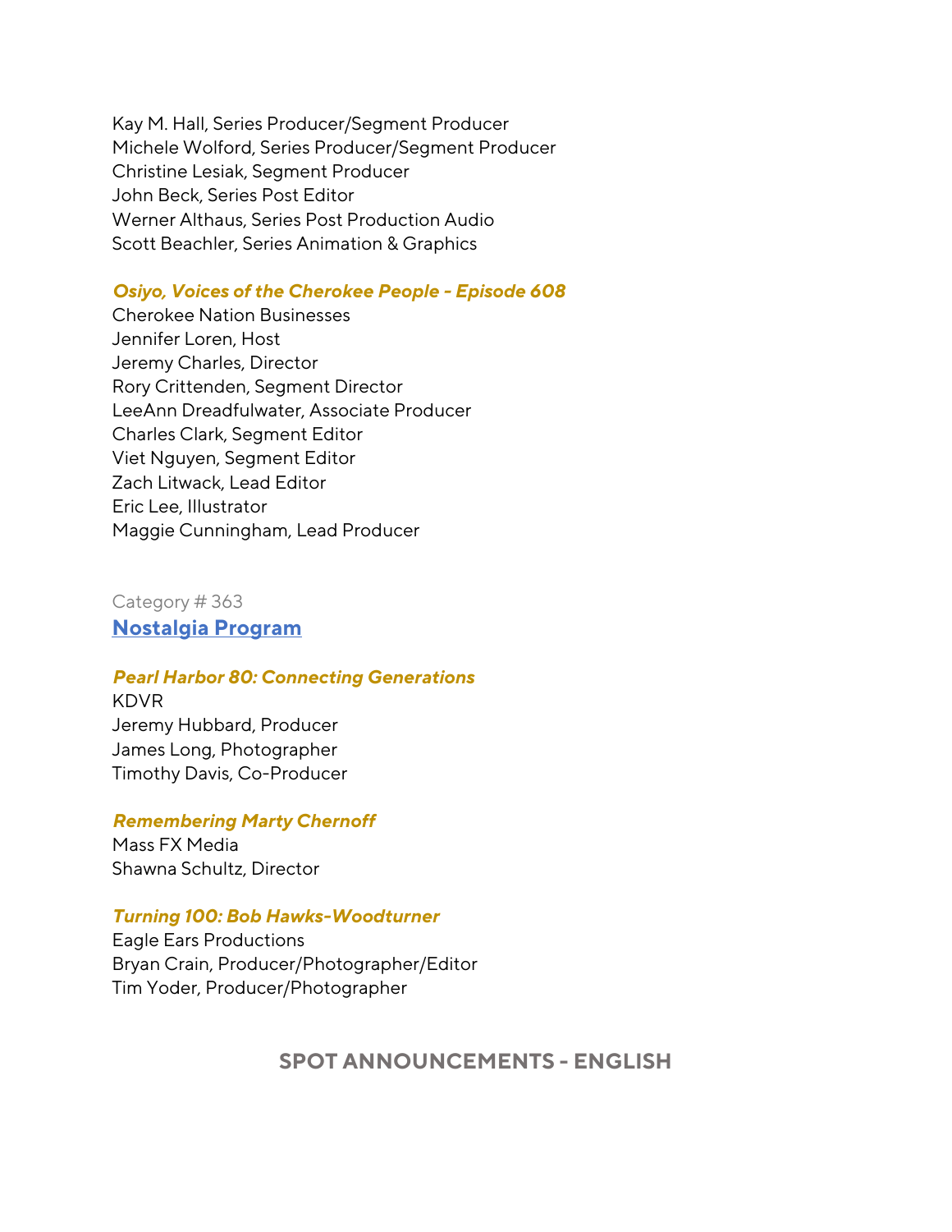Kay M. Hall, Series Producer/Segment Producer
Michele Wolford, Series Producer/Segment Producer
Christine Lesiak, Segment Producer
John Beck, Series Post Editor
Werner Althaus, Series Post Production Audio
Scott Beachler, Series Animation & Graphics

***Osiyo, Voices of the Cherokee People - Episode 608***
Cherokee Nation Businesses
Jennifer Loren, Host
Jeremy Charles, Director
Rory Crittenden, Segment Director
LeeAnn Dreadfulwater, Associate Producer
Charles Clark, Segment Editor
Viet Nguyen, Segment Editor
Zach Litwack, Lead Editor
Eric Lee, Illustrator
Maggie Cunningham, Lead Producer

Category # 363

## Nostalgia Program

***Pearl Harbor 80: Connecting Generations***
KDVR
Jeremy Hubbard, Producer
James Long, Photographer
Timothy Davis, Co-Producer

***Remembering Marty Chernoff***
Mass FX Media
Shawna Schultz, Director

***Turning 100: Bob Hawks-Woodturner***
Eagle Ears Productions
Bryan Crain, Producer/Photographer/Editor
Tim Yoder, Producer/Photographer

# SPOT ANNOUNCEMENTS - ENGLISH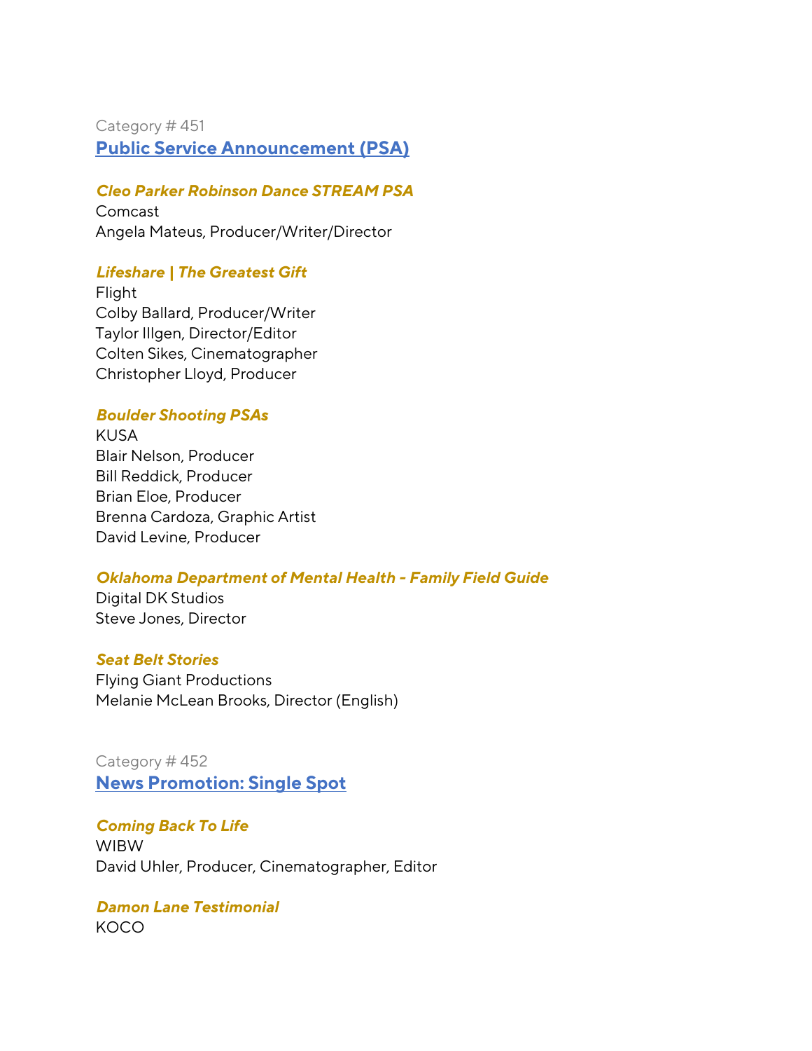Category # 451

## Public Service Announcement (PSA)

***Cleo Parker Robinson Dance STREAM PSA***
Comcast
Angela Mateus, Producer/Writer/Director

***Lifeshare | The Greatest Gift***
Flight
Colby Ballard, Producer/Writer
Taylor Illgen, Director/Editor
Colten Sikes, Cinematographer
Christopher Lloyd, Producer

***Boulder Shooting PSAs***
KUSA
Blair Nelson, Producer
Bill Reddick, Producer
Brian Eloe, Producer
Brenna Cardoza, Graphic Artist
David Levine, Producer

***Oklahoma Department of Mental Health - Family Field Guide***
Digital DK Studios
Steve Jones, Director

***Seat Belt Stories***
Flying Giant Productions
Melanie McLean Brooks, Director (English)

Category # 452

## News Promotion: Single Spot

***Coming Back To Life***
WIBW
David Uhler, Producer, Cinematographer, Editor

***Damon Lane Testimonial***
KOCO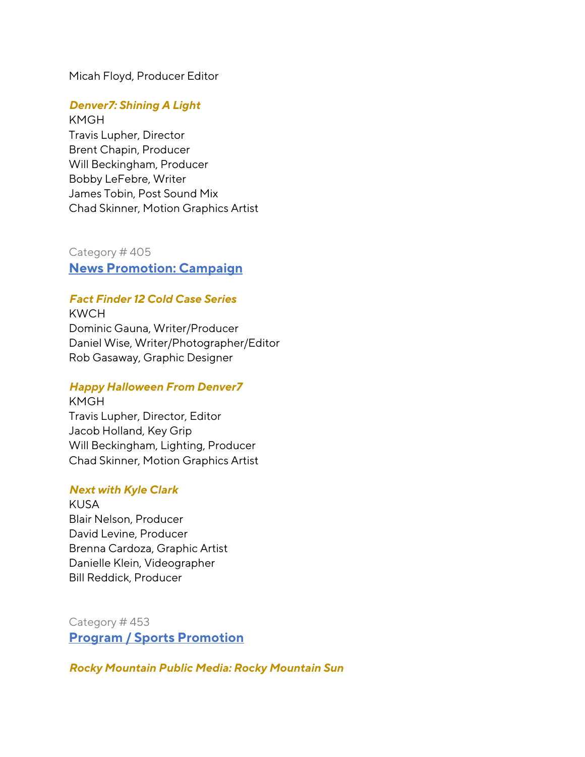Micah Floyd, Producer Editor

***Denver7: Shining A Light***
KMGH
Travis Lupher, Director
Brent Chapin, Producer
Will Beckingham, Producer
Bobby LeFebre, Writer
James Tobin, Post Sound Mix
Chad Skinner, Motion Graphics Artist

Category # 405

## News Promotion: Campaign

***Fact Finder 12 Cold Case Series***
KWCH
Dominic Gauna, Writer/Producer
Daniel Wise, Writer/Photographer/Editor
Rob Gasaway, Graphic Designer

***Happy Halloween From Denver7***
KMGH
Travis Lupher, Director, Editor
Jacob Holland, Key Grip
Will Beckingham, Lighting, Producer
Chad Skinner, Motion Graphics Artist

***Next with Kyle Clark***
KUSA
Blair Nelson, Producer
David Levine, Producer
Brenna Cardoza, Graphic Artist
Danielle Klein, Videographer
Bill Reddick, Producer

Category # 453

## Program / Sports Promotion

***Rocky Mountain Public Media: Rocky Mountain Sun***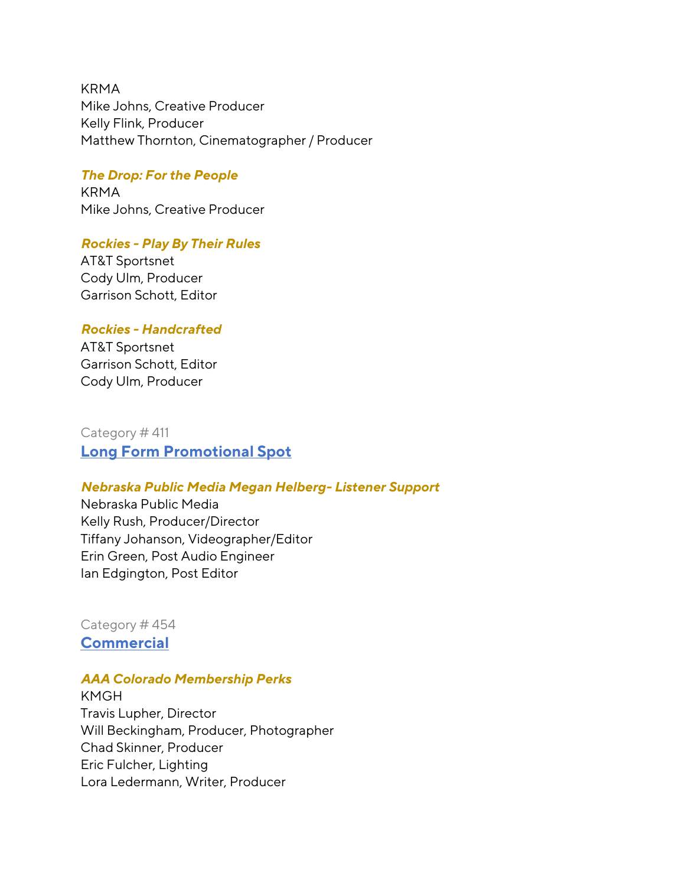KRMA
Mike Johns, Creative Producer
Kelly Flink, Producer
Matthew Thornton, Cinematographer / Producer

***The Drop: For the People***
KRMA
Mike Johns, Creative Producer

***Rockies - Play By Their Rules***
AT&T Sportsnet
Cody Ulm, Producer
Garrison Schott, Editor

***Rockies - Handcrafted***
AT&T Sportsnet
Garrison Schott, Editor
Cody Ulm, Producer

Category # 411
## Long Form Promotional Spot

***Nebraska Public Media Megan Helberg- Listener Support***
Nebraska Public Media
Kelly Rush, Producer/Director
Tiffany Johanson, Videographer/Editor
Erin Green, Post Audio Engineer
Ian Edgington, Post Editor

Category # 454
## Commercial

***AAA Colorado Membership Perks***
KMGH
Travis Lupher, Director
Will Beckingham, Producer, Photographer
Chad Skinner, Producer
Eric Fulcher, Lighting
Lora Ledermann, Writer, Producer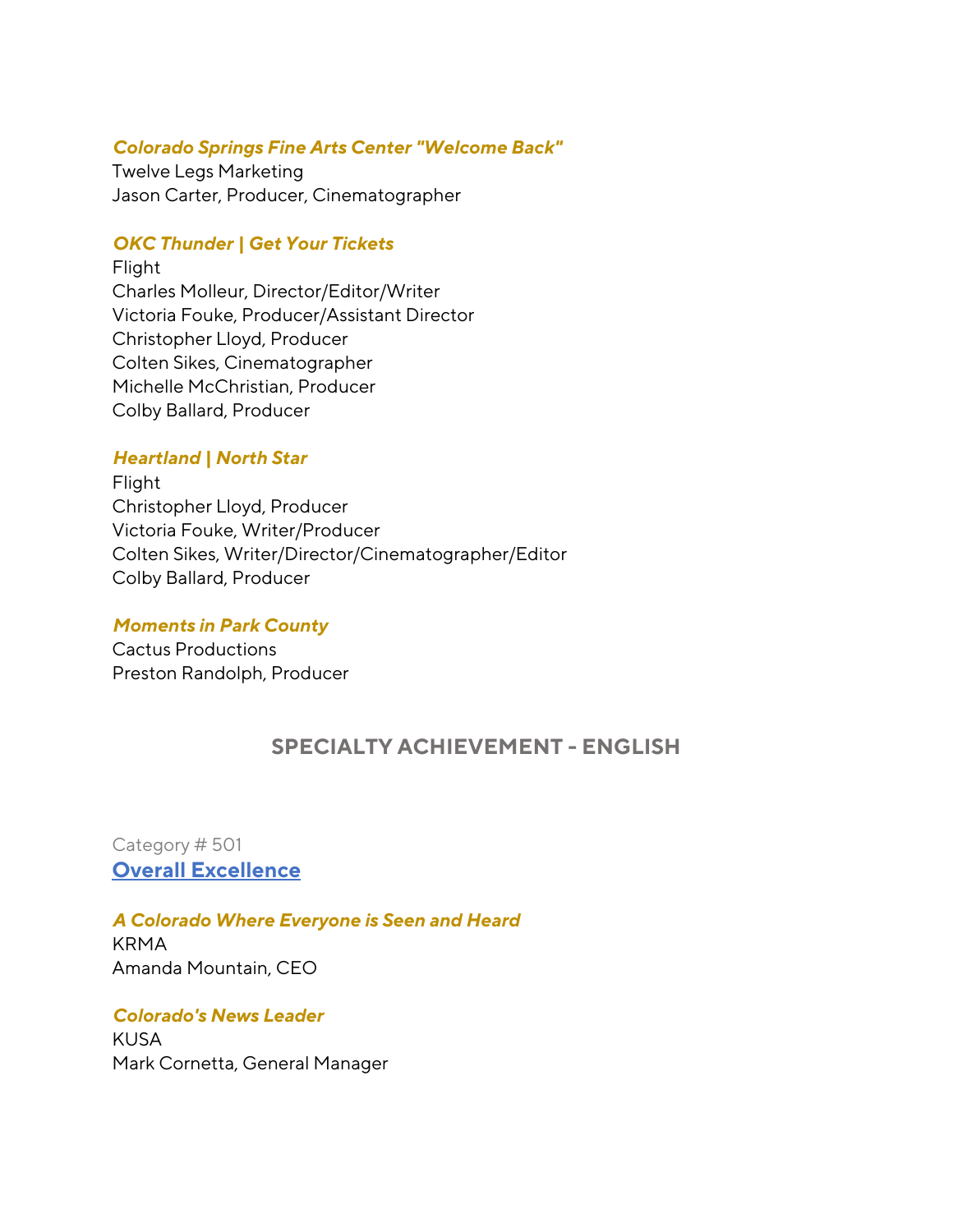***Colorado Springs Fine Arts Center "Welcome Back"***
Twelve Legs Marketing
Jason Carter, Producer, Cinematographer

***OKC Thunder | Get Your Tickets***
Flight
Charles Molleur, Director/Editor/Writer
Victoria Fouke, Producer/Assistant Director
Christopher Lloyd, Producer
Colten Sikes, Cinematographer
Michelle McChristian, Producer
Colby Ballard, Producer

***Heartland | North Star***
Flight
Christopher Lloyd, Producer
Victoria Fouke, Writer/Producer
Colten Sikes, Writer/Director/Cinematographer/Editor
Colby Ballard, Producer

***Moments in Park County***
Cactus Productions
Preston Randolph, Producer

## SPECIALTY ACHIEVEMENT - ENGLISH

Category # 501
### Overall Excellence

***A Colorado Where Everyone is Seen and Heard***
KRMA
Amanda Mountain, CEO

***Colorado's News Leader***
KUSA
Mark Cornetta, General Manager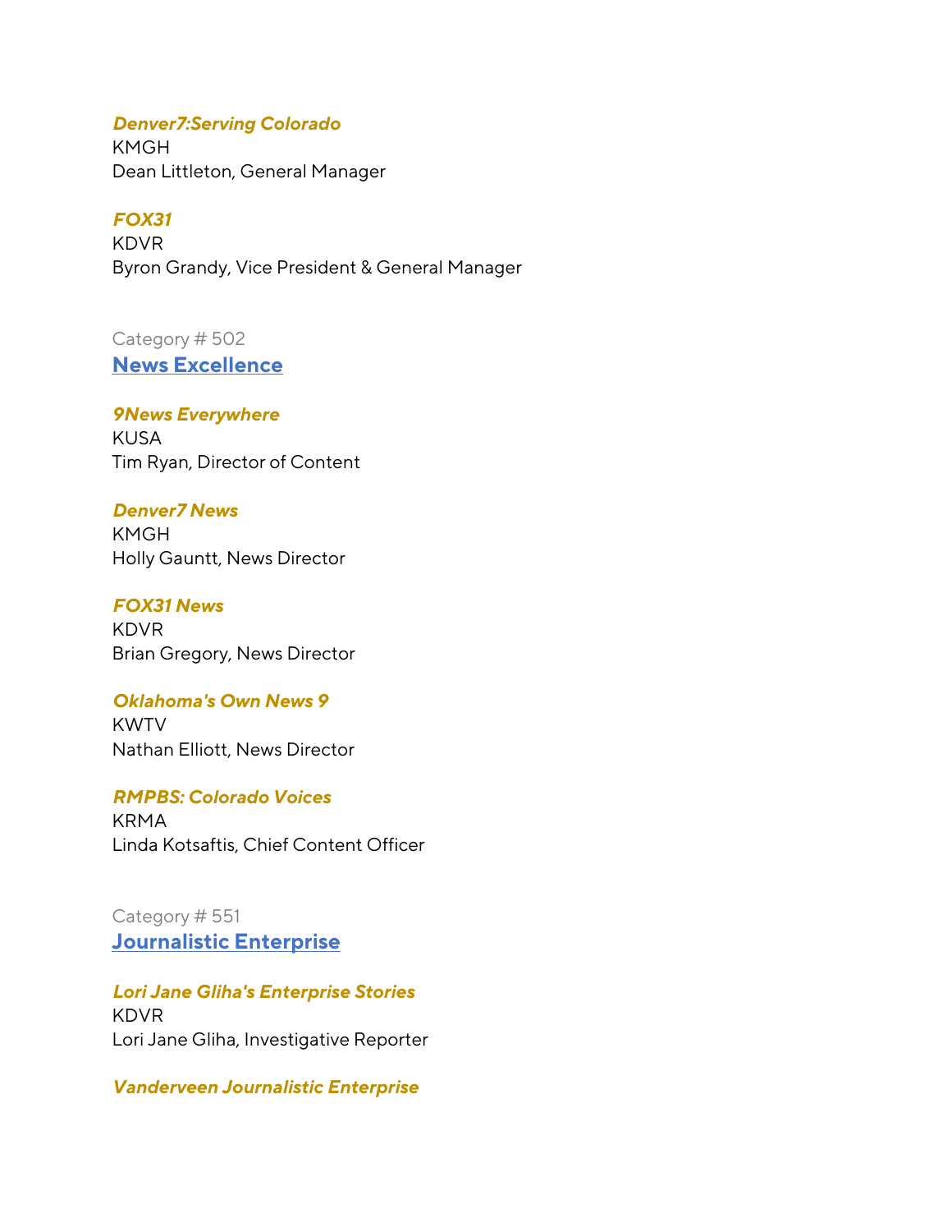***Denver7:Serving Colorado***
KMGH
Dean Littleton, General Manager

***FOX31***
KDVR
Byron Grandy, Vice President & General Manager

Category # 502

## News Excellence

***9News Everywhere***
KUSA
Tim Ryan, Director of Content

***Denver7 News***
KMGH
Holly Gauntt, News Director

***FOX31 News***
KDVR
Brian Gregory, News Director

***Oklahoma's Own News 9***
KWTV
Nathan Elliott, News Director

***RMPBS: Colorado Voices***
KRMA
Linda Kotsaftis, Chief Content Officer

Category # 551

## Journalistic Enterprise

***Lori Jane Gliha's Enterprise Stories***
KDVR
Lori Jane Gliha, Investigative Reporter

***Vanderveen Journalistic Enterprise***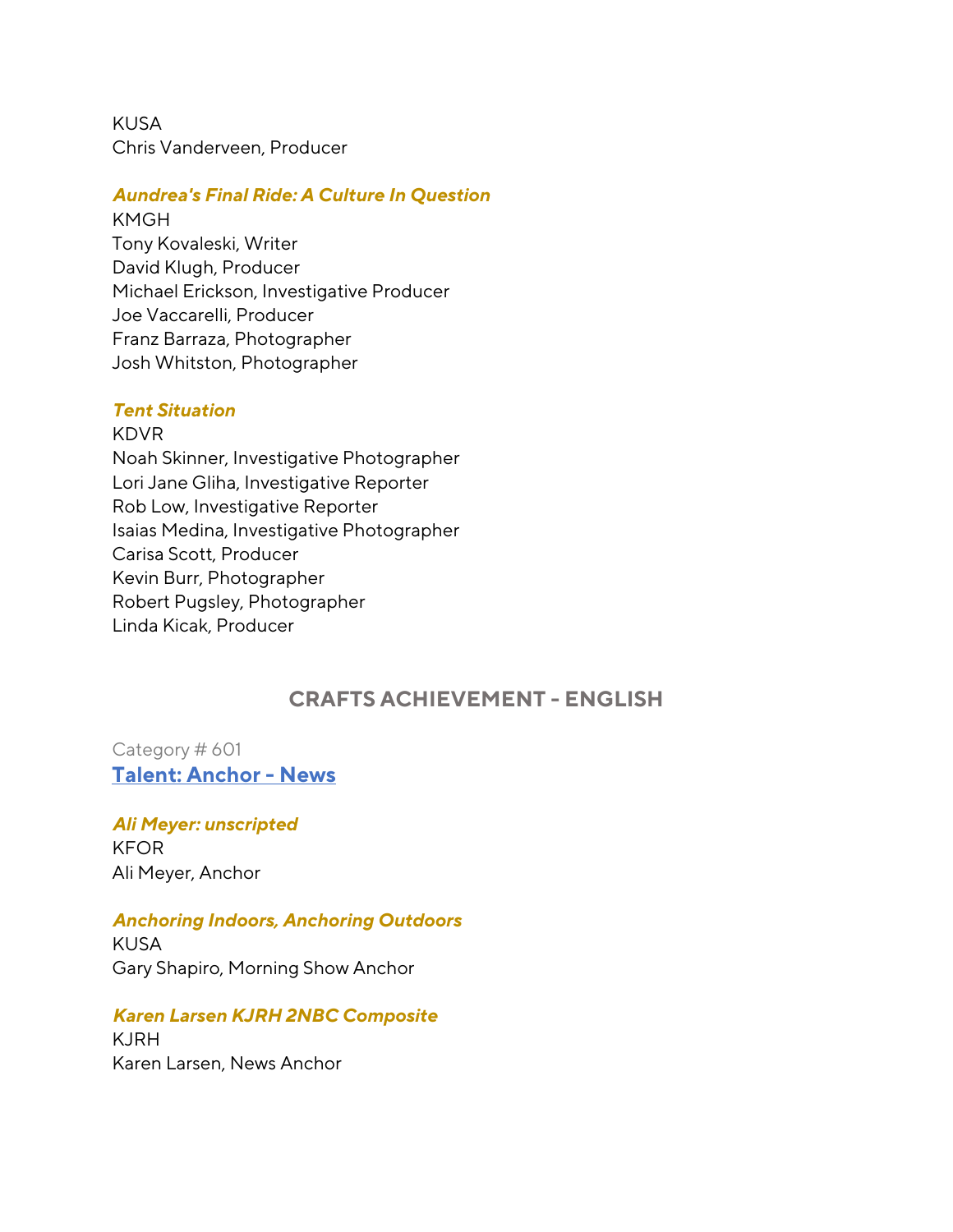KUSA
Chris Vanderveen, Producer

***Aundrea's Final Ride: A Culture In Question***
KMGH
Tony Kovaleski, Writer
David Klugh, Producer
Michael Erickson, Investigative Producer
Joe Vaccarelli, Producer
Franz Barraza, Photographer
Josh Whitston, Photographer

***Tent Situation***
KDVR
Noah Skinner, Investigative Photographer
Lori Jane Gliha, Investigative Reporter
Rob Low, Investigative Reporter
Isaias Medina, Investigative Photographer
Carisa Scott, Producer
Kevin Burr, Photographer
Robert Pugsley, Photographer
Linda Kicak, Producer

## CRAFTS ACHIEVEMENT - ENGLISH

Category # 601
**Talent: Anchor - News**

***Ali Meyer: unscripted***
KFOR
Ali Meyer, Anchor

***Anchoring Indoors, Anchoring Outdoors***
KUSA
Gary Shapiro, Morning Show Anchor

***Karen Larsen KJRH 2NBC Composite***
KJRH
Karen Larsen, News Anchor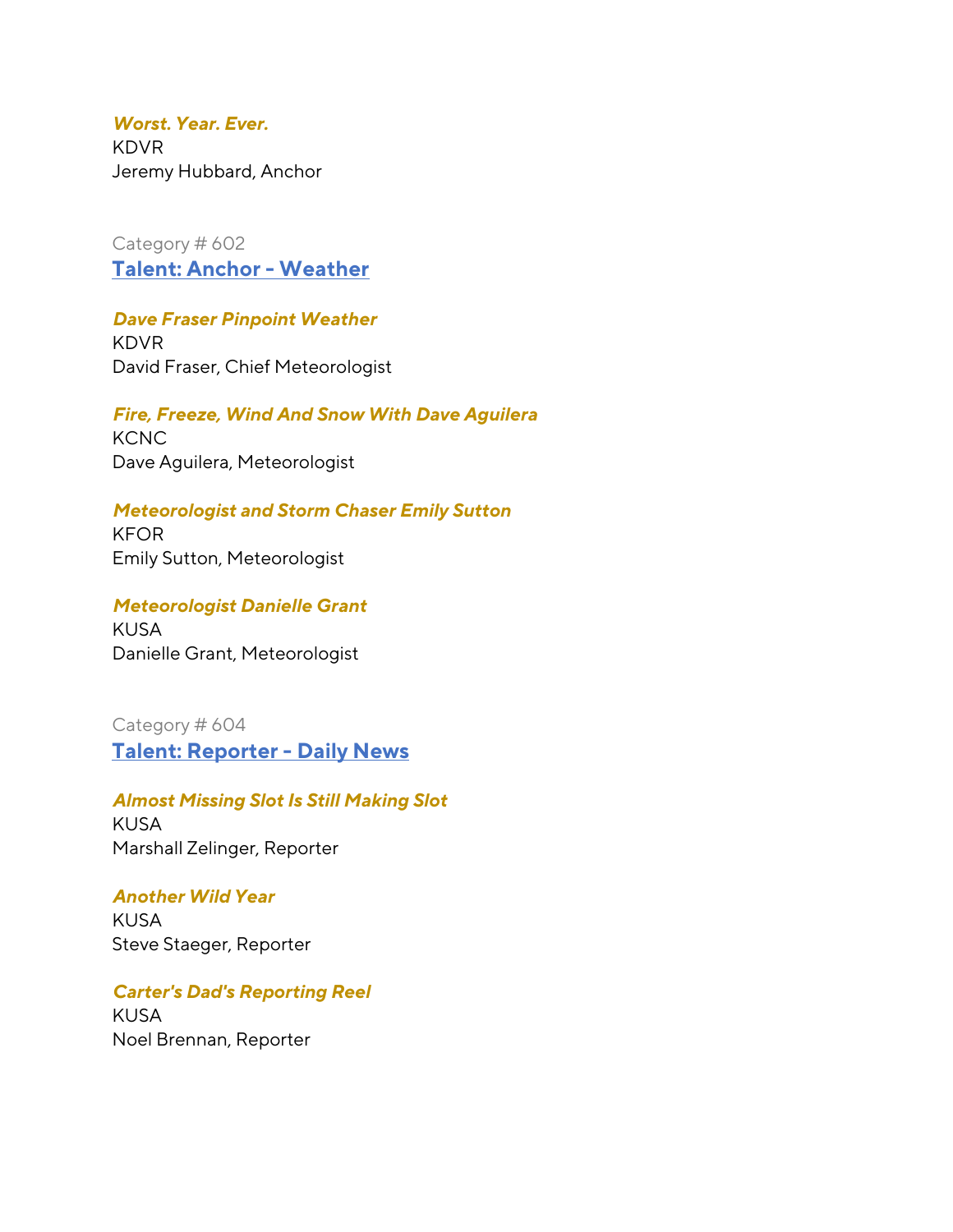***Worst. Year. Ever.***
KDVR
Jeremy Hubbard, Anchor

Category # 602

## [Talent: Anchor - Weather]

***Dave Fraser Pinpoint Weather***
KDVR
David Fraser, Chief Meteorologist

***Fire, Freeze, Wind And Snow With Dave Aguilera***
KCNC
Dave Aguilera, Meteorologist

***Meteorologist and Storm Chaser Emily Sutton***
KFOR
Emily Sutton, Meteorologist

***Meteorologist Danielle Grant***
KUSA
Danielle Grant, Meteorologist

Category # 604

## [Talent: Reporter - Daily News]

***Almost Missing Slot Is Still Making Slot***
KUSA
Marshall Zelinger, Reporter

***Another Wild Year***
KUSA
Steve Staeger, Reporter

***Carter's Dad's Reporting Reel***
KUSA
Noel Brennan, Reporter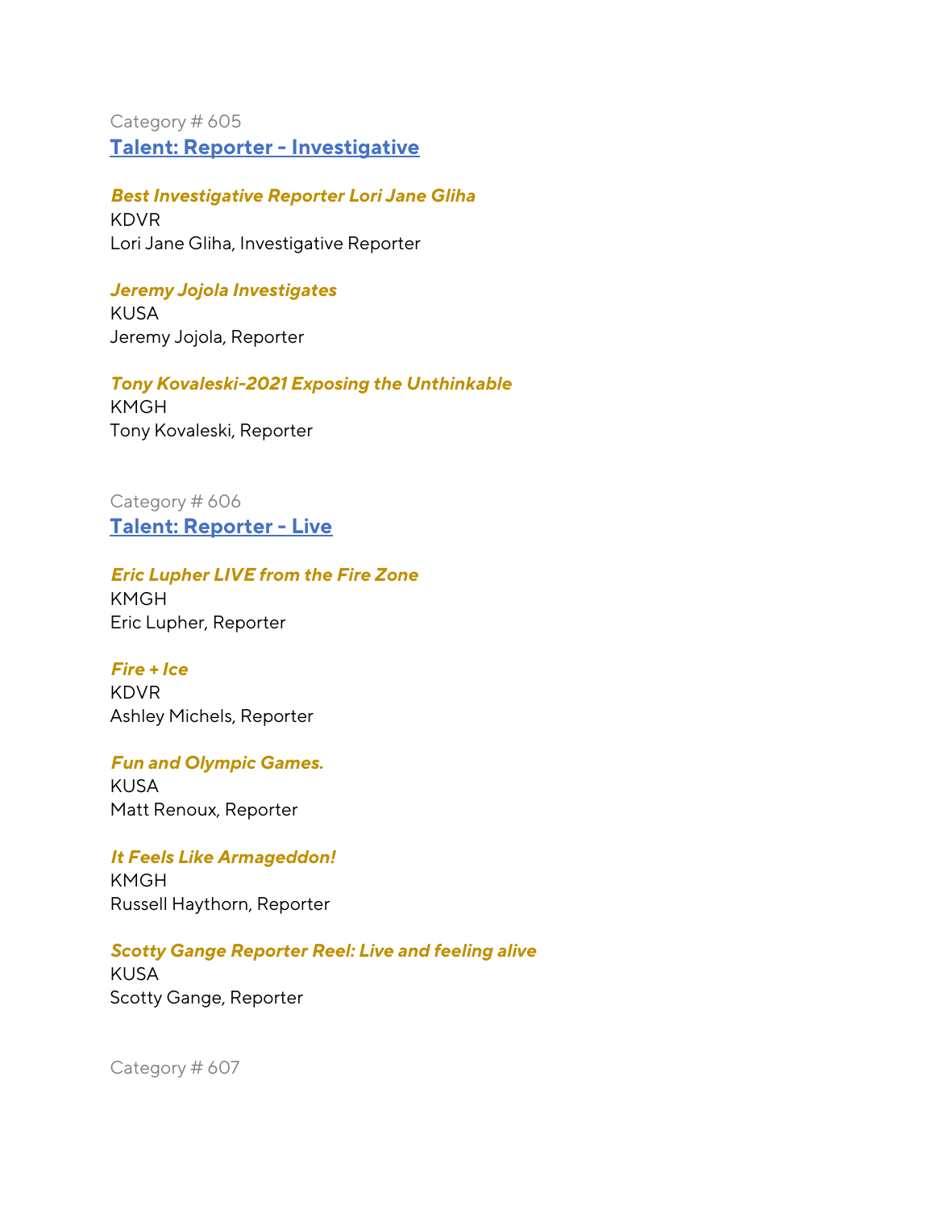Category # 605

## Talent: Reporter - Investigative

***Best Investigative Reporter Lori Jane Gliha***
KDVR
Lori Jane Gliha, Investigative Reporter

***Jeremy Jojola Investigates***
KUSA
Jeremy Jojola, Reporter

***Tony Kovaleski-2021 Exposing the Unthinkable***
KMGH
Tony Kovaleski, Reporter

Category # 606

## Talent: Reporter - Live

***Eric Lupher LIVE from the Fire Zone***
KMGH
Eric Lupher, Reporter

***Fire + Ice***
KDVR
Ashley Michels, Reporter

***Fun and Olympic Games.***
KUSA
Matt Renoux, Reporter

***It Feels Like Armageddon!***
KMGH
Russell Haythorn, Reporter

***Scotty Gange Reporter Reel: Live and feeling alive***
KUSA
Scotty Gange, Reporter

Category # 607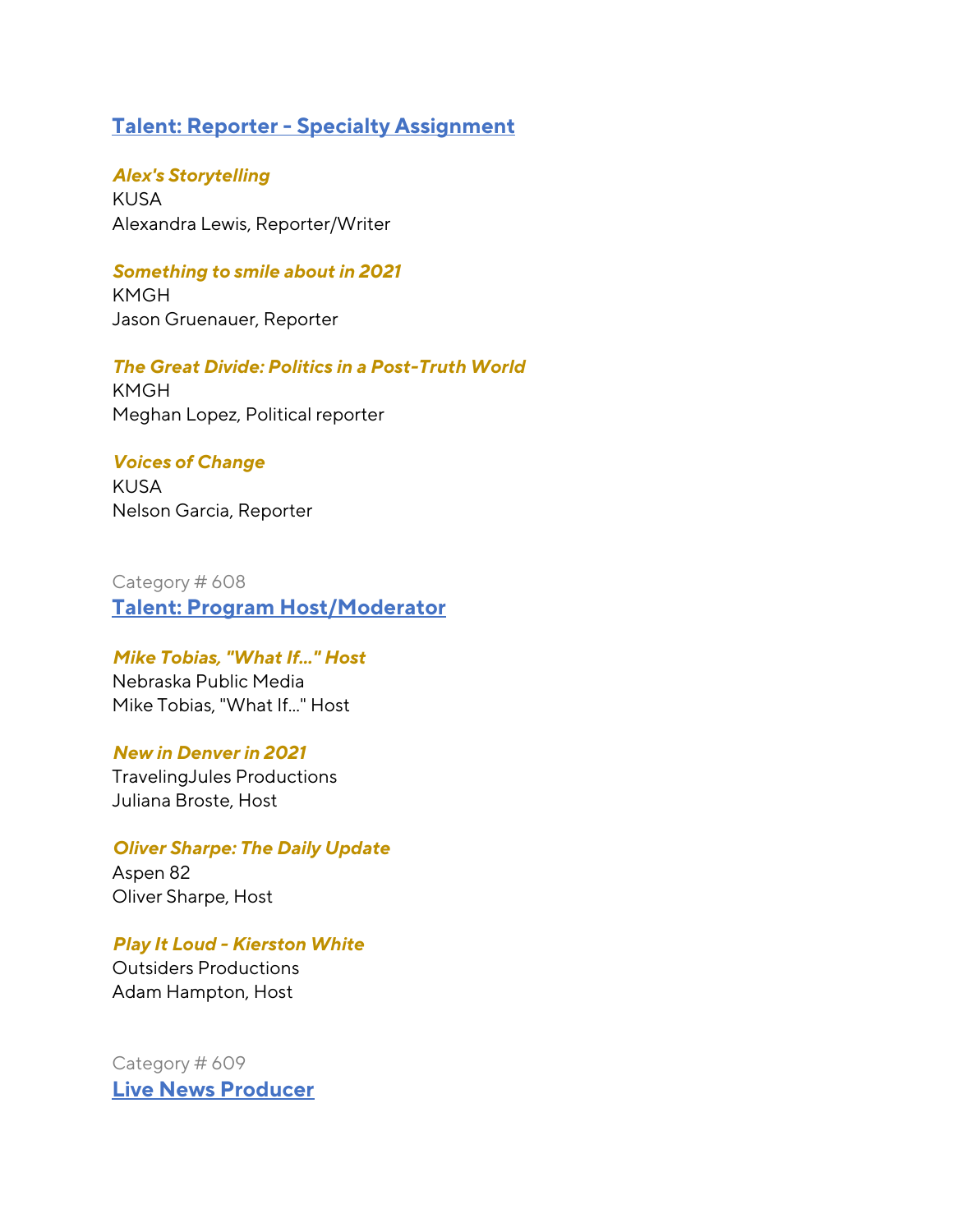## [Talent: Reporter - Specialty Assignment]

***Alex's Storytelling***
KUSA
Alexandra Lewis, Reporter/Writer

***Something to smile about in 2021***
KMGH
Jason Gruenauer, Reporter

***The Great Divide: Politics in a Post-Truth World***
KMGH
Meghan Lopez, Political reporter

***Voices of Change***
KUSA
Nelson Garcia, Reporter

Category # 608

## [Talent: Program Host/Moderator]

***Mike Tobias, "What If..." Host***
Nebraska Public Media
Mike Tobias, "What If..." Host

***New in Denver in 2021***
TravelingJules Productions
Juliana Broste, Host

***Oliver Sharpe: The Daily Update***
Aspen 82
Oliver Sharpe, Host

***Play It Loud - Kierston White***
Outsiders Productions
Adam Hampton, Host

Category # 609

## [Live News Producer]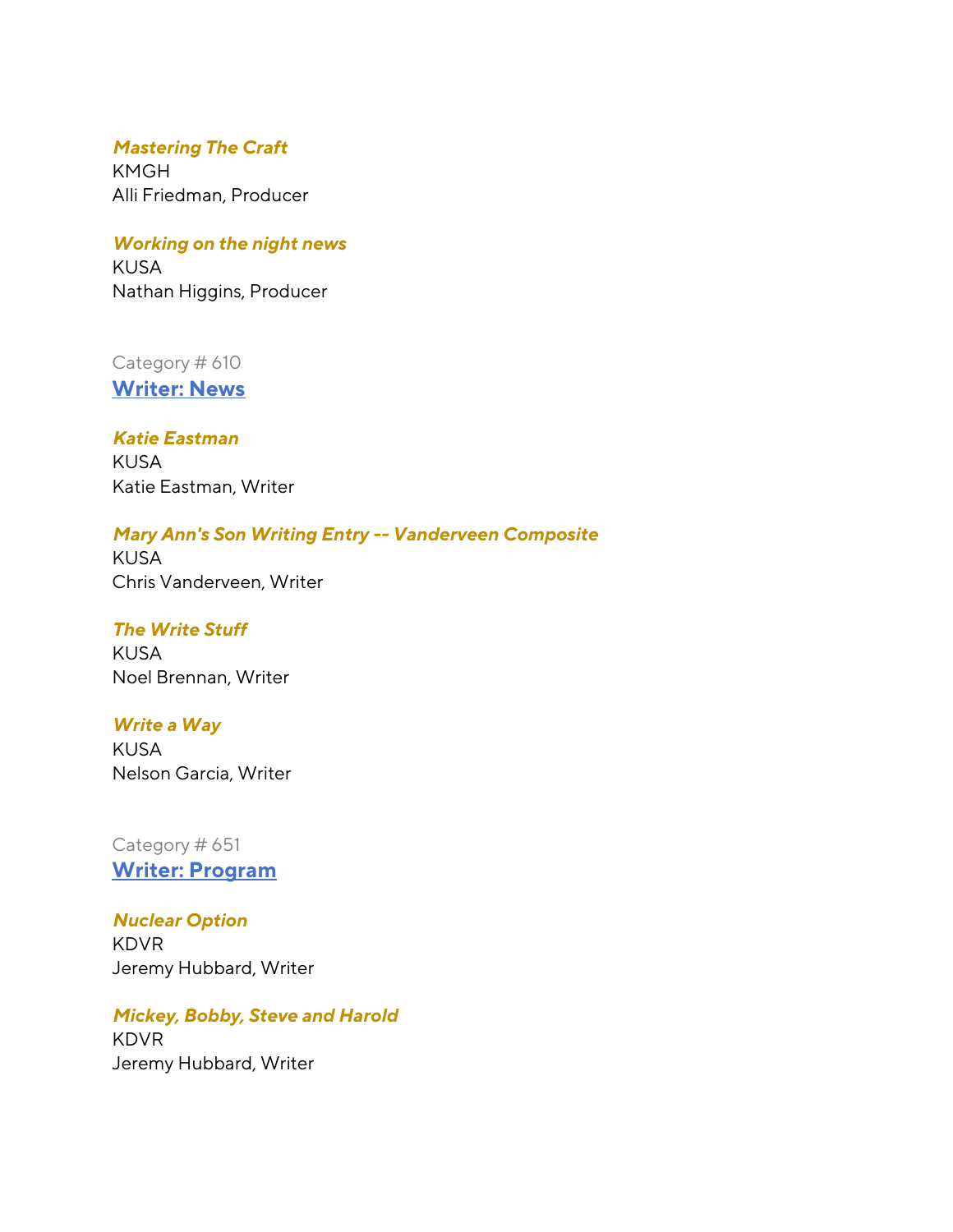***Mastering The Craft***
KMGH
Alli Friedman, Producer

***Working on the night news***
KUSA
Nathan Higgins, Producer

Category # 610

## Writer: News

***Katie Eastman***
KUSA
Katie Eastman, Writer

***Mary Ann's Son Writing Entry -- Vanderveen Composite***
KUSA
Chris Vanderveen, Writer

***The Write Stuff***
KUSA
Noel Brennan, Writer

***Write a Way***
KUSA
Nelson Garcia, Writer

Category # 651

## Writer: Program

***Nuclear Option***
KDVR
Jeremy Hubbard, Writer

***Mickey, Bobby, Steve and Harold***
KDVR
Jeremy Hubbard, Writer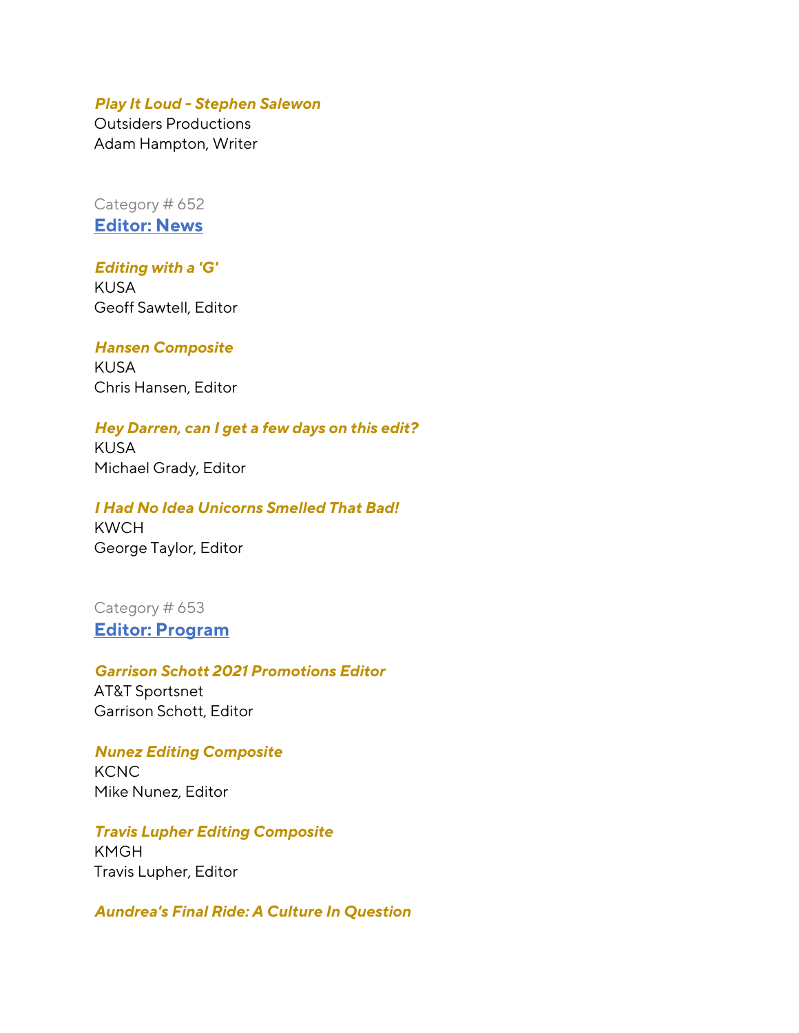***Play It Loud - Stephen Salewon***
Outsiders Productions
Adam Hampton, Writer

Category # 652

## [Editor: News]

***Editing with a 'G'***
KUSA
Geoff Sawtell, Editor

***Hansen Composite***
KUSA
Chris Hansen, Editor

***Hey Darren, can I get a few days on this edit?***
KUSA
Michael Grady, Editor

***I Had No Idea Unicorns Smelled That Bad!***
KWCH
George Taylor, Editor

Category # 653

## [Editor: Program]

***Garrison Schott 2021 Promotions Editor***
AT&T Sportsnet
Garrison Schott, Editor

***Nunez Editing Composite***
KCNC
Mike Nunez, Editor

***Travis Lupher Editing Composite***
KMGH
Travis Lupher, Editor

***Aundrea's Final Ride: A Culture In Question***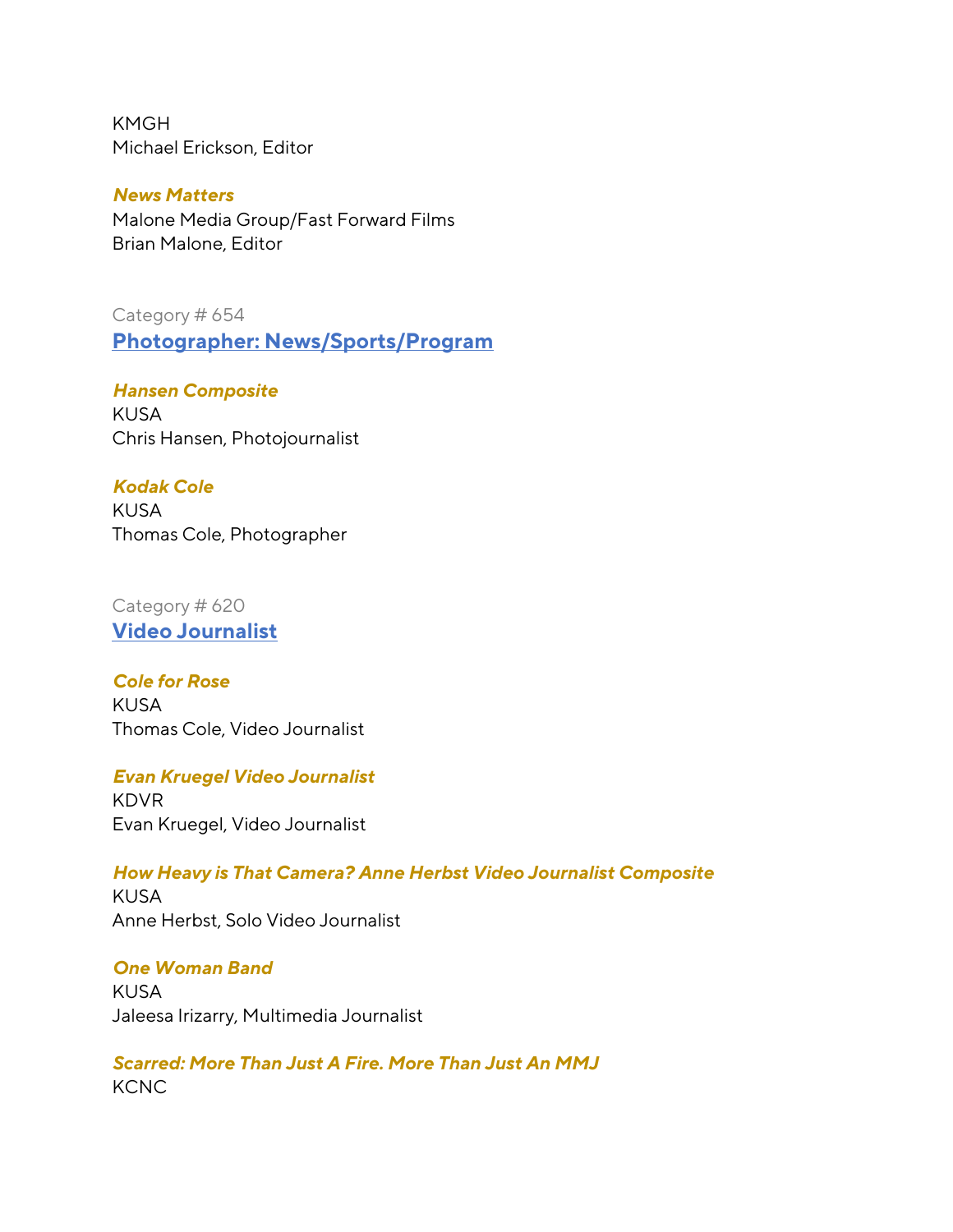KMGH
Michael Erickson, Editor

***News Matters***
Malone Media Group/Fast Forward Films
Brian Malone, Editor

Category # 654
## [Photographer: News/Sports/Program]

***Hansen Composite***
KUSA
Chris Hansen, Photojournalist

***Kodak Cole***
KUSA
Thomas Cole, Photographer

Category # 620
## [Video Journalist]

***Cole for Rose***
KUSA
Thomas Cole, Video Journalist

***Evan Kruegel Video Journalist***
KDVR
Evan Kruegel, Video Journalist

***How Heavy is That Camera? Anne Herbst Video Journalist Composite***
KUSA
Anne Herbst, Solo Video Journalist

***One Woman Band***
KUSA
Jaleesa Irizarry, Multimedia Journalist

***Scarred: More Than Just A Fire. More Than Just An MMJ***
KCNC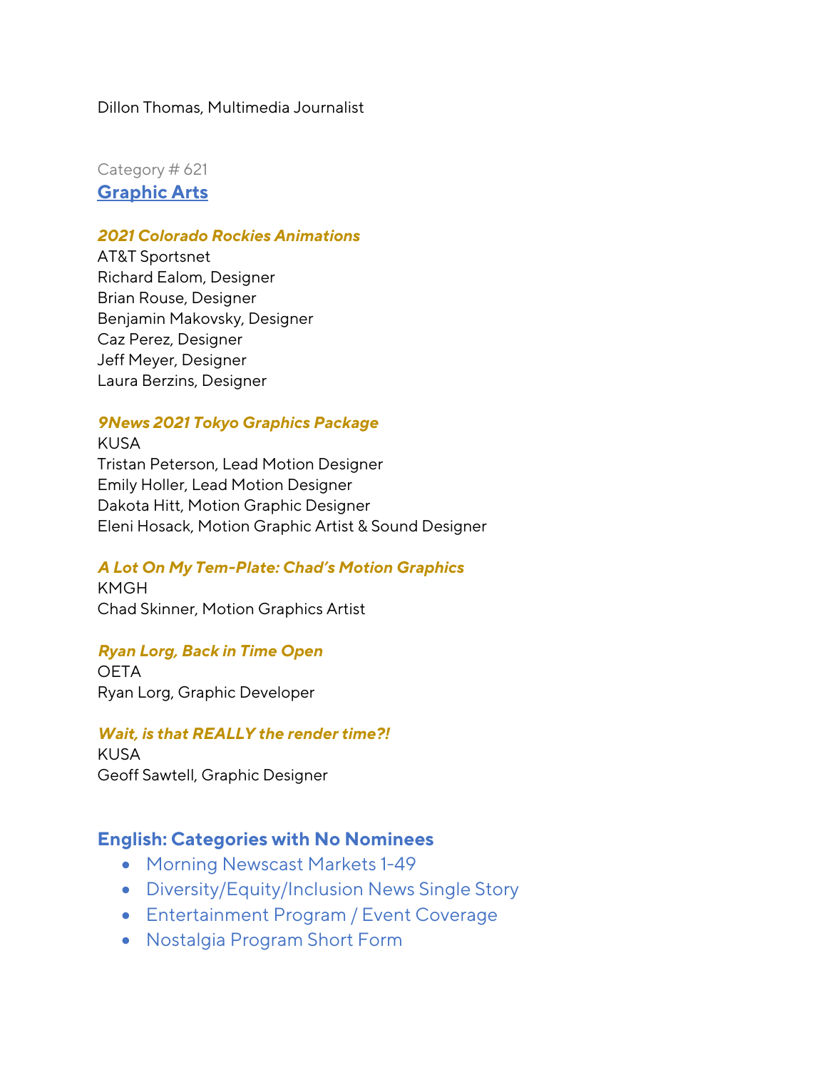Dillon Thomas, Multimedia Journalist

Category # 621

## Graphic Arts

***2021 Colorado Rockies Animations***
AT&T Sportsnet
Richard Ealom, Designer
Brian Rouse, Designer
Benjamin Makovsky, Designer
Caz Perez, Designer
Jeff Meyer, Designer
Laura Berzins, Designer

***9News 2021 Tokyo Graphics Package***
KUSA
Tristan Peterson, Lead Motion Designer
Emily Holler, Lead Motion Designer
Dakota Hitt, Motion Graphic Designer
Eleni Hosack, Motion Graphic Artist & Sound Designer

***A Lot On My Tem-Plate: Chad's Motion Graphics***
KMGH
Chad Skinner, Motion Graphics Artist

***Ryan Lorg, Back in Time Open***
OETA
Ryan Lorg, Graphic Developer

***Wait, is that REALLY the render time?!***
KUSA
Geoff Sawtell, Graphic Designer

## English: Categories with No Nominees

- Morning Newscast Markets 1-49
- Diversity/Equity/Inclusion News Single Story
- Entertainment Program / Event Coverage
- Nostalgia Program Short Form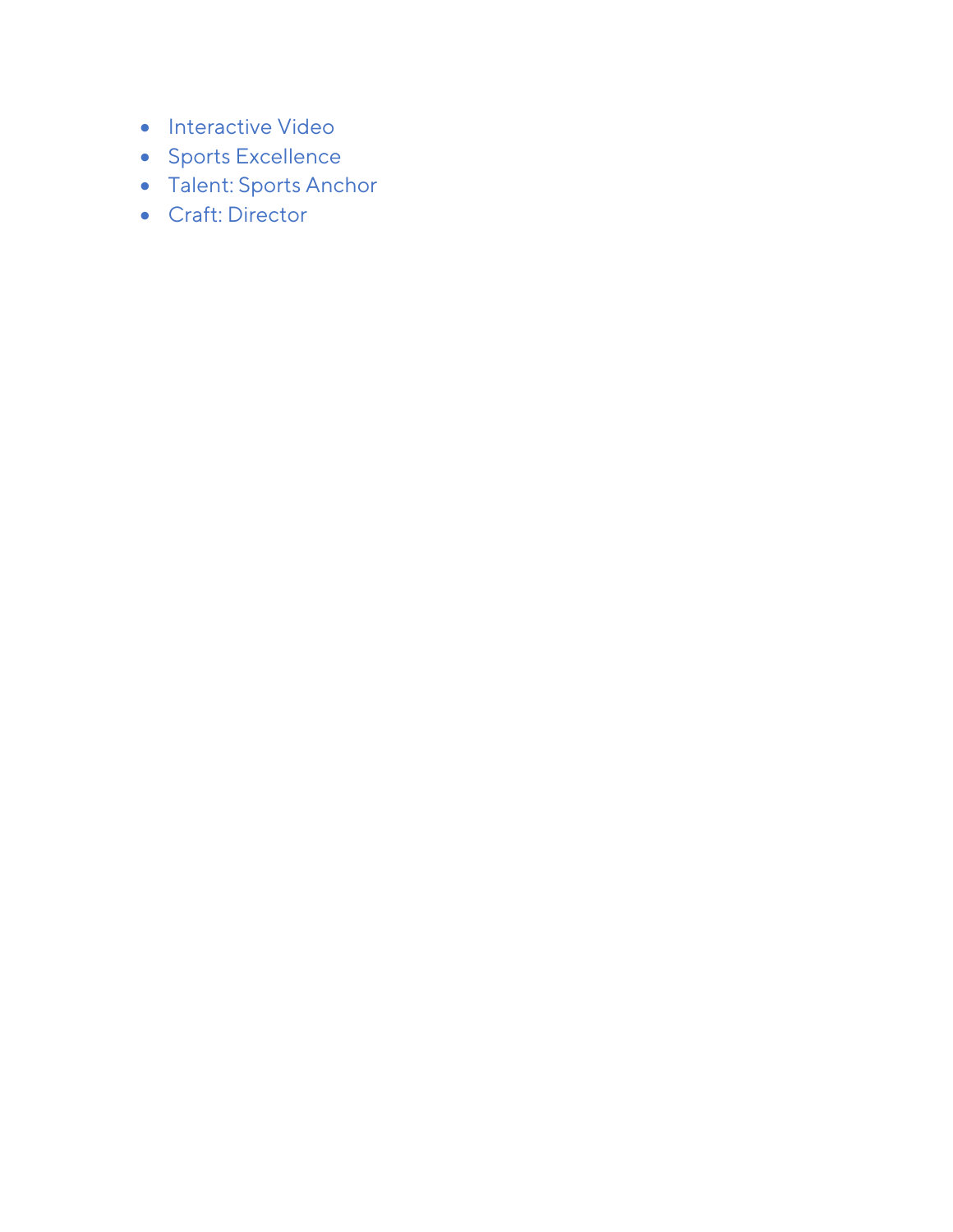- Interactive Video
- Sports Excellence
- Talent: Sports Anchor
- Craft: Director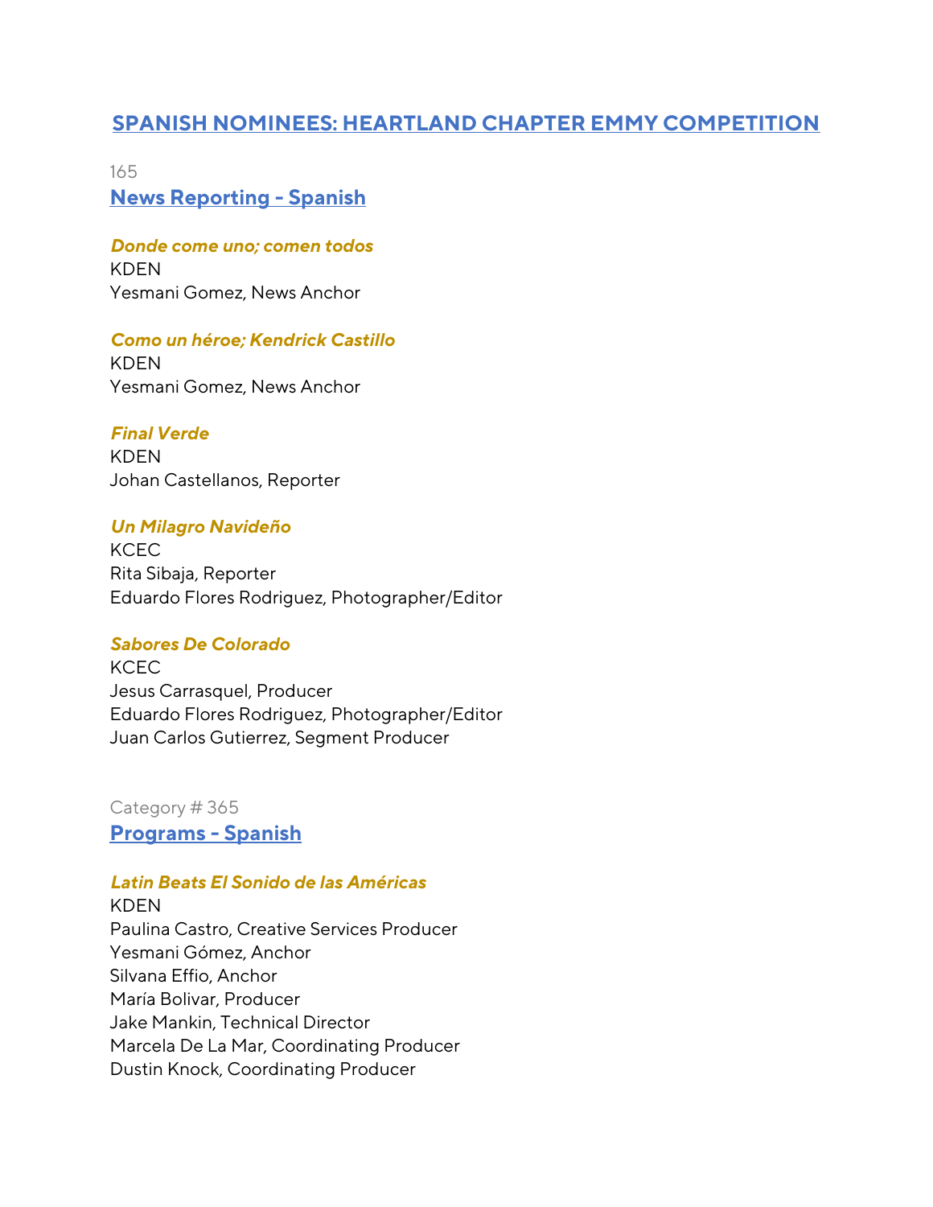## SPANISH NOMINEES: HEARTLAND CHAPTER EMMY COMPETITION

165

### News Reporting - Spanish

***Donde come uno; comen todos***
KDEN
Yesmani Gomez, News Anchor

***Como un héroe; Kendrick Castillo***
KDEN
Yesmani Gomez, News Anchor

***Final Verde***
KDEN
Johan Castellanos, Reporter

***Un Milagro Navideño***
KCEC
Rita Sibaja, Reporter
Eduardo Flores Rodriguez, Photographer/Editor

***Sabores De Colorado***
KCEC
Jesus Carrasquel, Producer
Eduardo Flores Rodriguez, Photographer/Editor
Juan Carlos Gutierrez, Segment Producer

Category # 365

### Programs - Spanish

***Latin Beats El Sonido de las Américas***
KDEN
Paulina Castro, Creative Services Producer
Yesmani Gómez, Anchor
Silvana Effio, Anchor
María Bolivar, Producer
Jake Mankin, Technical Director
Marcela De La Mar, Coordinating Producer
Dustin Knock, Coordinating Producer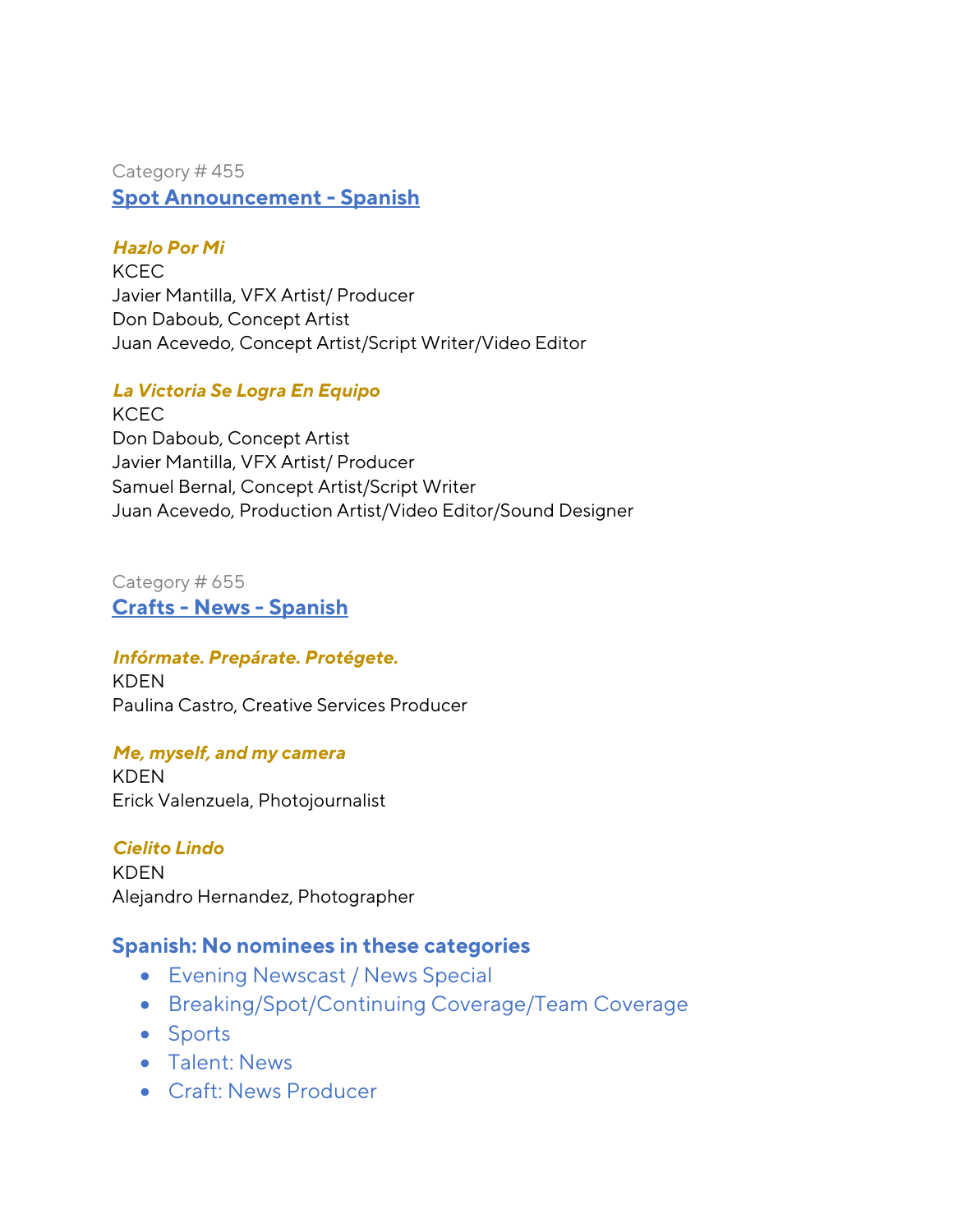Category # 455

## [Spot Announcement - Spanish]

***Hazlo Por Mi***
KCEC
Javier Mantilla, VFX Artist/ Producer
Don Daboub, Concept Artist
Juan Acevedo, Concept Artist/Script Writer/Video Editor

***La Victoria Se Logra En Equipo***
KCEC
Don Daboub, Concept Artist
Javier Mantilla, VFX Artist/ Producer
Samuel Bernal, Concept Artist/Script Writer
Juan Acevedo, Production Artist/Video Editor/Sound Designer

Category # 655

## [Crafts - News - Spanish]

***Infórmate. Prepárate. Protégete.***
KDEN
Paulina Castro, Creative Services Producer

***Me, myself, and my camera***
KDEN
Erick Valenzuela, Photojournalist

***Cielito Lindo***
KDEN
Alejandro Hernandez, Photographer

## Spanish: No nominees in these categories

- Evening Newscast / News Special
- Breaking/Spot/Continuing Coverage/Team Coverage
- Sports
- Talent: News
- Craft: News Producer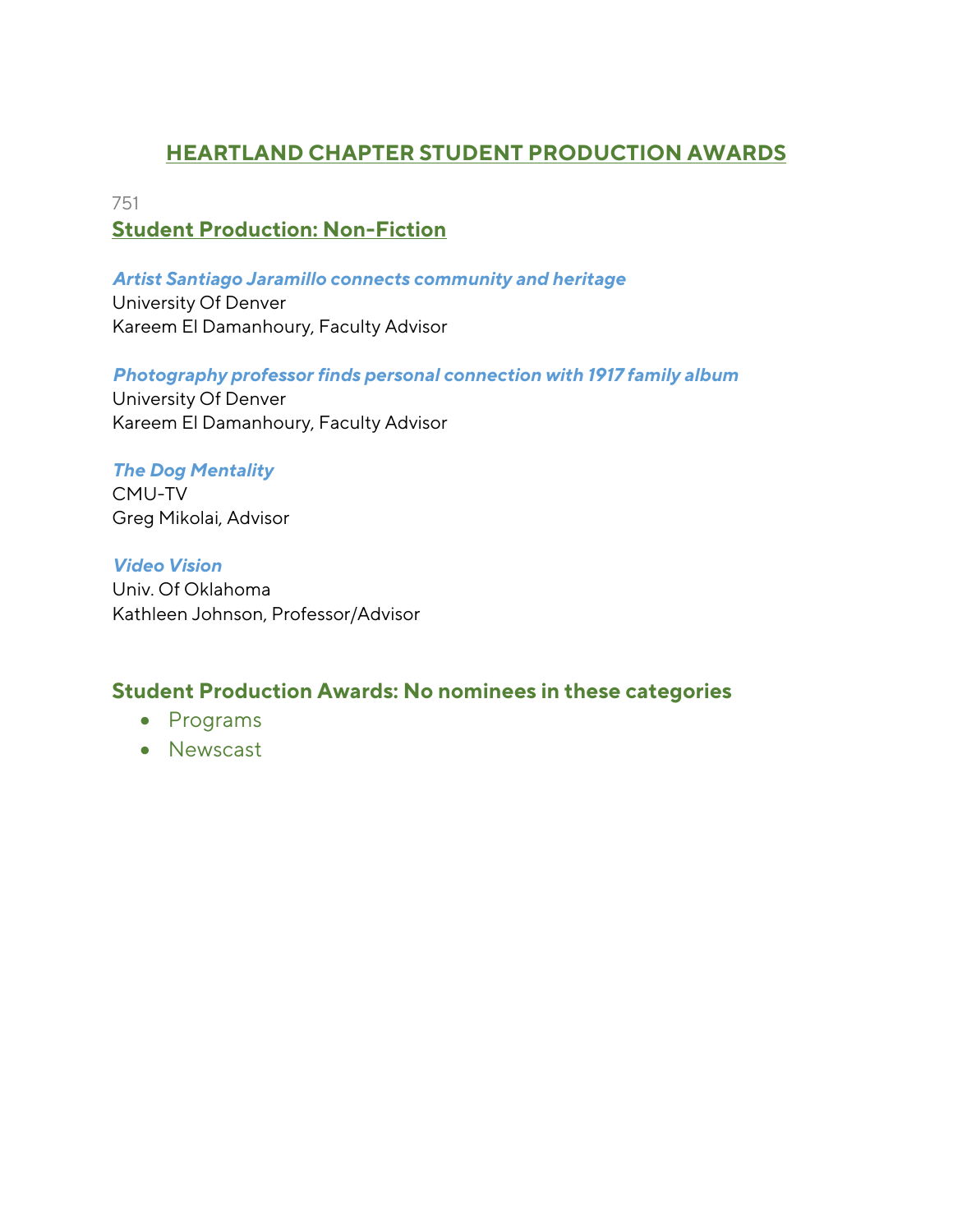# HEARTLAND CHAPTER STUDENT PRODUCTION AWARDS

751

## Student Production: Non-Fiction

***Artist Santiago Jaramillo connects community and heritage***
University Of Denver
Kareem El Damanhoury, Faculty Advisor

***Photography professor finds personal connection with 1917 family album***
University Of Denver
Kareem El Damanhoury, Faculty Advisor

***The Dog Mentality***
CMU-TV
Greg Mikolai, Advisor

***Video Vision***
Univ. Of Oklahoma
Kathleen Johnson, Professor/Advisor

## Student Production Awards: No nominees in these categories

- Programs
- Newscast